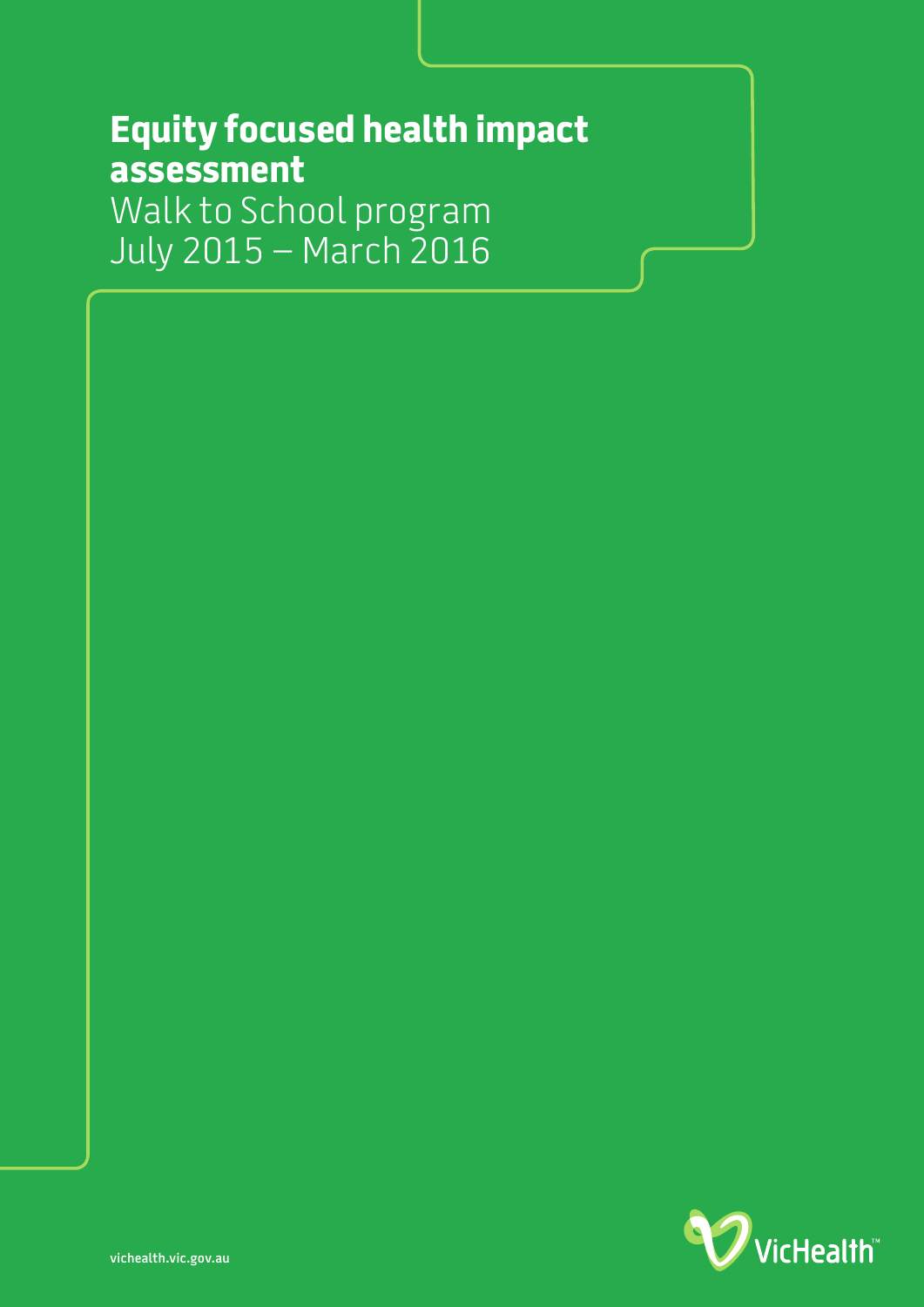# Equity focused health impact assessment

Walk to School program
July 2015 – March 2016

vichealth.vic.gov.au

VicHealth™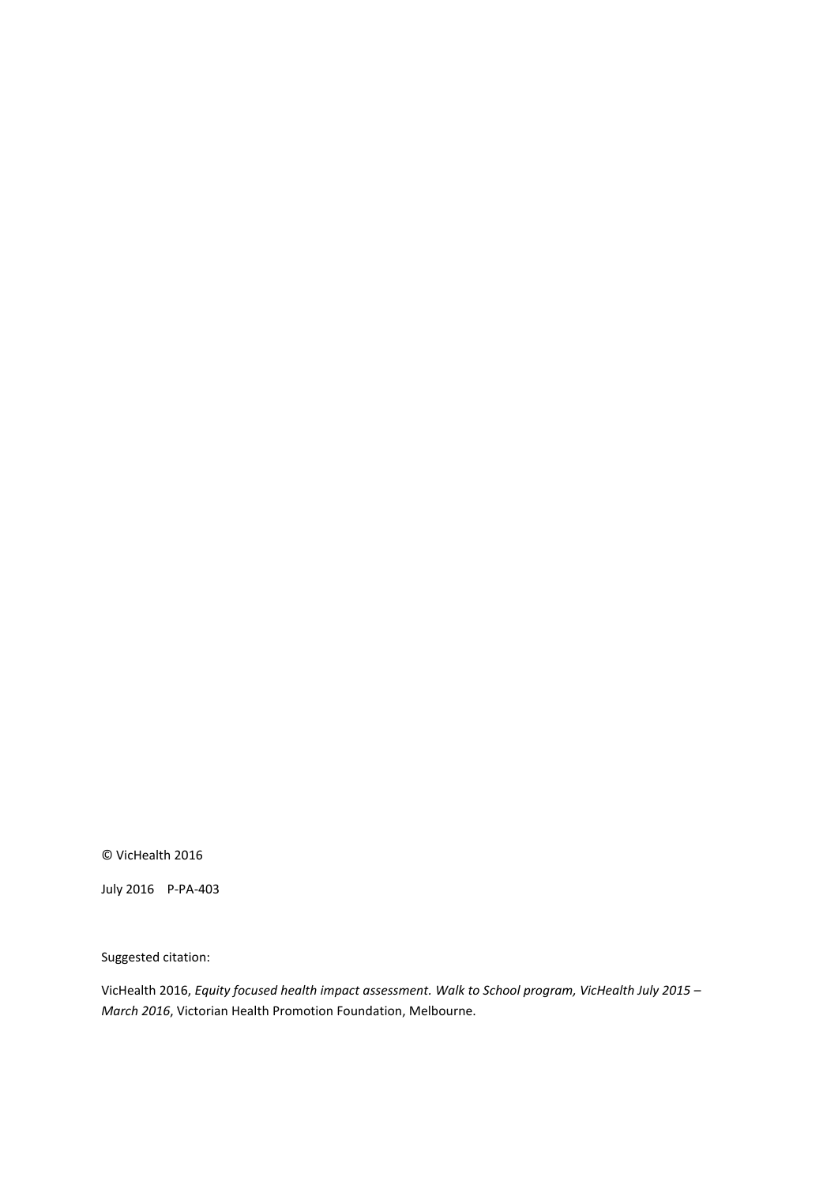© VicHealth 2016

July 2016 P-PA-403

Suggested citation:

VicHealth 2016, *Equity focused health impact assessment. Walk to School program, VicHealth July 2015 – March 2016*, Victorian Health Promotion Foundation, Melbourne.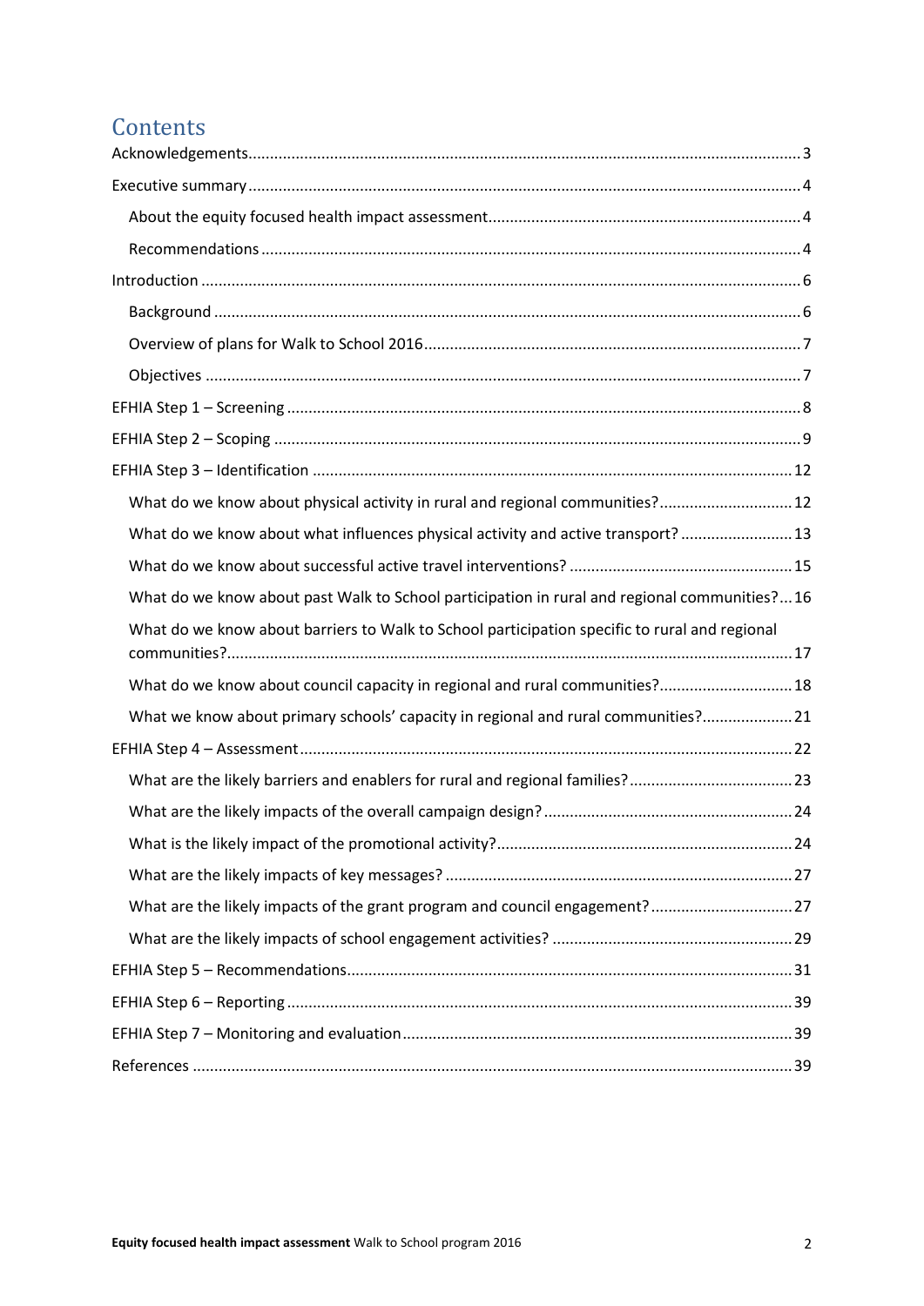# Contents

Acknowledgements ... 3

Executive summary ... 4

- About the equity focused health impact assessment ... 4
- Recommendations ... 4

Introduction ... 6

- Background ... 6
- Overview of plans for Walk to School 2016 ... 7
- Objectives ... 7

EFHIA Step 1 – Screening ... 8

EFHIA Step 2 – Scoping ... 9

EFHIA Step 3 – Identification ... 12

- What do we know about physical activity in rural and regional communities? ... 12
- What do we know about what influences physical activity and active transport? ... 13
- What do we know about successful active travel interventions? ... 15
- What do we know about past Walk to School participation in rural and regional communities? ... 16
- What do we know about barriers to Walk to School participation specific to rural and regional communities? ... 17
- What do we know about council capacity in regional and rural communities? ... 18
- What we know about primary schools' capacity in regional and rural communities? ... 21

EFHIA Step 4 – Assessment ... 22

- What are the likely barriers and enablers for rural and regional families? ... 23
- What are the likely impacts of the overall campaign design? ... 24
- What is the likely impact of the promotional activity? ... 24
- What are the likely impacts of key messages? ... 27
- What are the likely impacts of the grant program and council engagement? ... 27
- What are the likely impacts of school engagement activities? ... 29

EFHIA Step 5 – Recommendations ... 31

EFHIA Step 6 – Reporting ... 39

EFHIA Step 7 – Monitoring and evaluation ... 39

References ... 39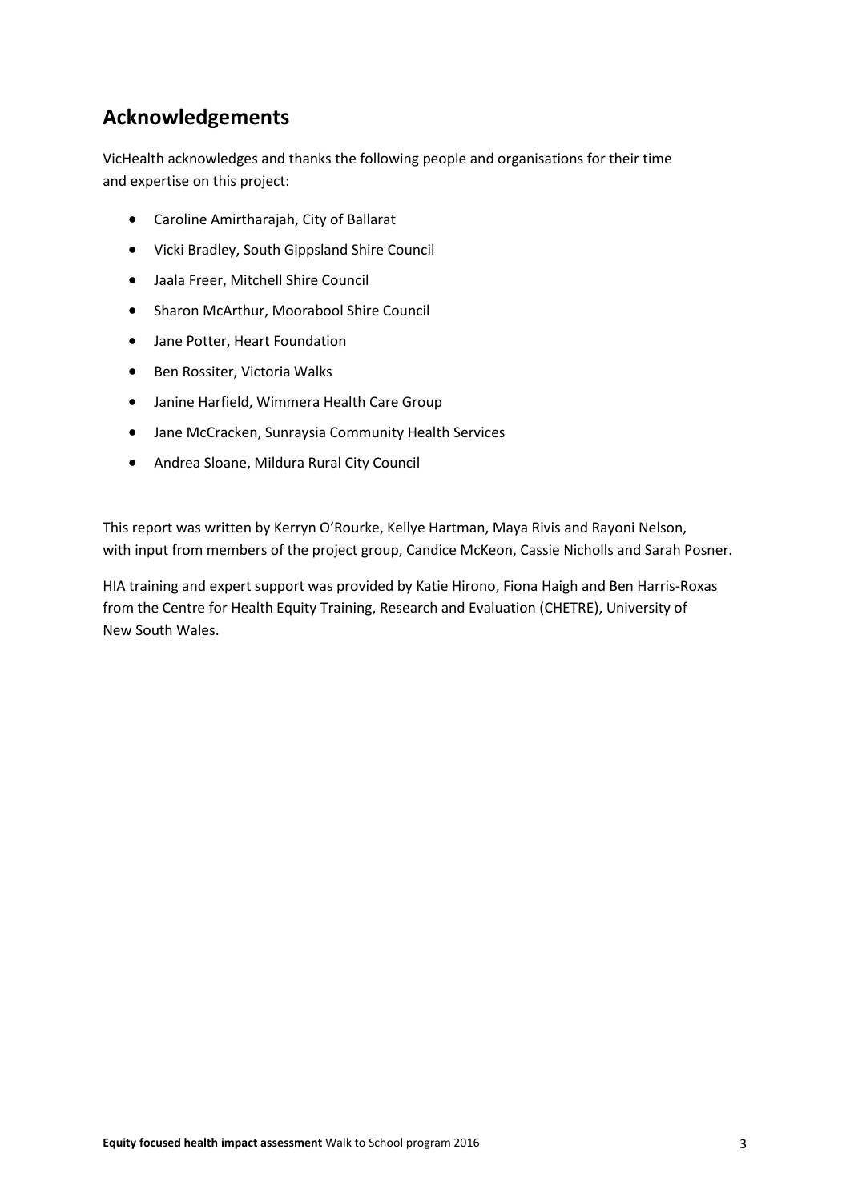## Acknowledgements

VicHealth acknowledges and thanks the following people and organisations for their time and expertise on this project:

- Caroline Amirtharajah, City of Ballarat
- Vicki Bradley, South Gippsland Shire Council
- Jaala Freer, Mitchell Shire Council
- Sharon McArthur, Moorabool Shire Council
- Jane Potter, Heart Foundation
- Ben Rossiter, Victoria Walks
- Janine Harfield, Wimmera Health Care Group
- Jane McCracken, Sunraysia Community Health Services
- Andrea Sloane, Mildura Rural City Council

This report was written by Kerryn O'Rourke, Kellye Hartman, Maya Rivis and Rayoni Nelson, with input from members of the project group, Candice McKeon, Cassie Nicholls and Sarah Posner.

HIA training and expert support was provided by Katie Hirono, Fiona Haigh and Ben Harris-Roxas from the Centre for Health Equity Training, Research and Evaluation (CHETRE), University of New South Wales.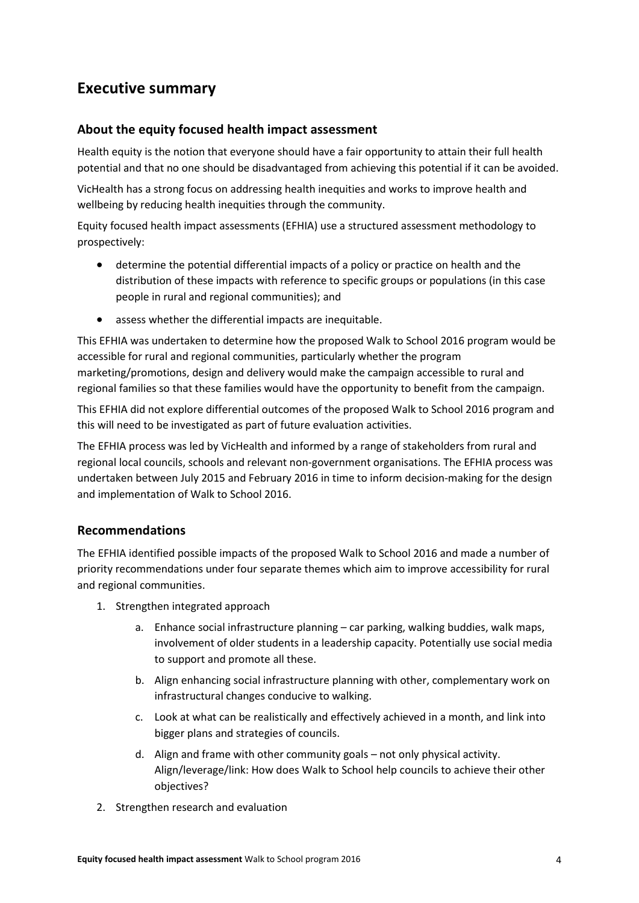# Executive summary

## About the equity focused health impact assessment

Health equity is the notion that everyone should have a fair opportunity to attain their full health potential and that no one should be disadvantaged from achieving this potential if it can be avoided.

VicHealth has a strong focus on addressing health inequities and works to improve health and wellbeing by reducing health inequities through the community.

Equity focused health impact assessments (EFHIA) use a structured assessment methodology to prospectively:

- determine the potential differential impacts of a policy or practice on health and the distribution of these impacts with reference to specific groups or populations (in this case people in rural and regional communities); and
- assess whether the differential impacts are inequitable.

This EFHIA was undertaken to determine how the proposed Walk to School 2016 program would be accessible for rural and regional communities, particularly whether the program marketing/promotions, design and delivery would make the campaign accessible to rural and regional families so that these families would have the opportunity to benefit from the campaign.

This EFHIA did not explore differential outcomes of the proposed Walk to School 2016 program and this will need to be investigated as part of future evaluation activities.

The EFHIA process was led by VicHealth and informed by a range of stakeholders from rural and regional local councils, schools and relevant non-government organisations. The EFHIA process was undertaken between July 2015 and February 2016 in time to inform decision-making for the design and implementation of Walk to School 2016.

## Recommendations

The EFHIA identified possible impacts of the proposed Walk to School 2016 and made a number of priority recommendations under four separate themes which aim to improve accessibility for rural and regional communities.

1. Strengthen integrated approach
    a. Enhance social infrastructure planning – car parking, walking buddies, walk maps, involvement of older students in a leadership capacity. Potentially use social media to support and promote all these.
    b. Align enhancing social infrastructure planning with other, complementary work on infrastructural changes conducive to walking.
    c. Look at what can be realistically and effectively achieved in a month, and link into bigger plans and strategies of councils.
    d. Align and frame with other community goals – not only physical activity. Align/leverage/link: How does Walk to School help councils to achieve their other objectives?
2. Strengthen research and evaluation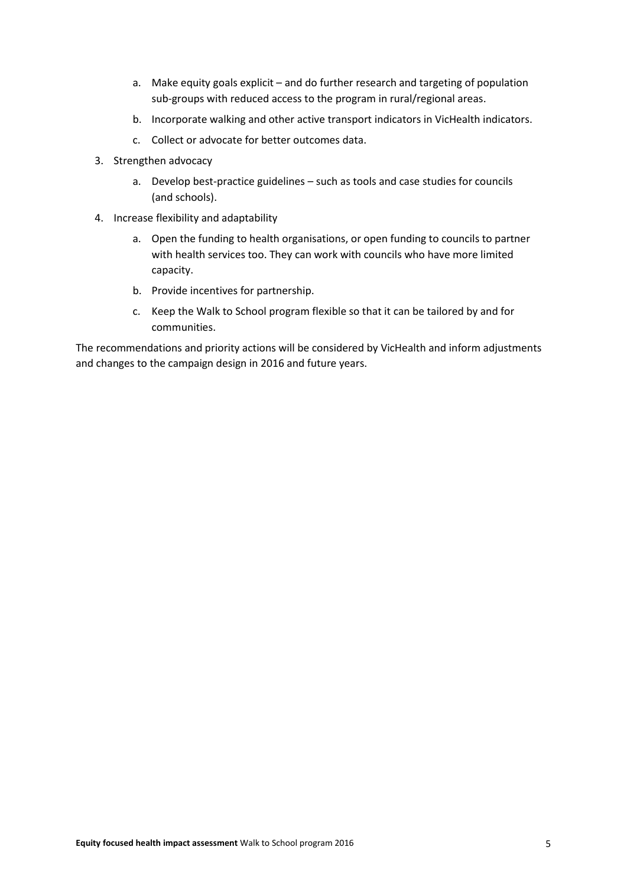a. Make equity goals explicit – and do further research and targeting of population sub-groups with reduced access to the program in rural/regional areas.
   b. Incorporate walking and other active transport indicators in VicHealth indicators.
   c. Collect or advocate for better outcomes data.

3. Strengthen advocacy
   a. Develop best-practice guidelines – such as tools and case studies for councils (and schools).

4. Increase flexibility and adaptability
   a. Open the funding to health organisations, or open funding to councils to partner with health services too. They can work with councils who have more limited capacity.
   b. Provide incentives for partnership.
   c. Keep the Walk to School program flexible so that it can be tailored by and for communities.

The recommendations and priority actions will be considered by VicHealth and inform adjustments and changes to the campaign design in 2016 and future years.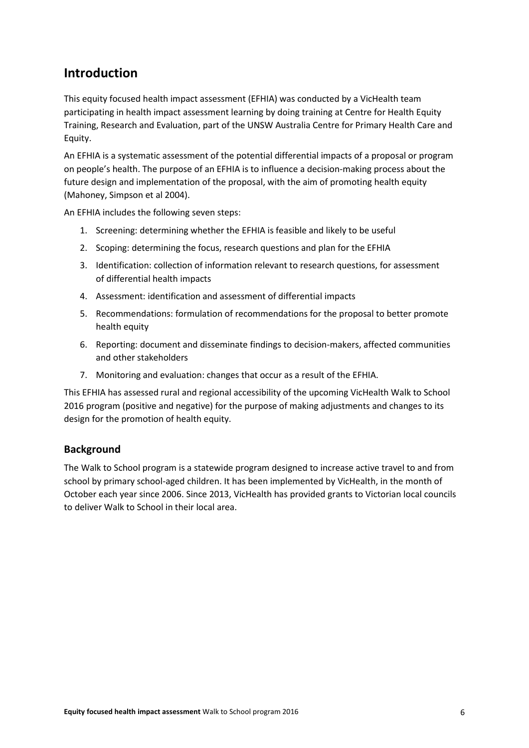## Introduction

This equity focused health impact assessment (EFHIA) was conducted by a VicHealth team participating in health impact assessment learning by doing training at Centre for Health Equity Training, Research and Evaluation, part of the UNSW Australia Centre for Primary Health Care and Equity.

An EFHIA is a systematic assessment of the potential differential impacts of a proposal or program on people's health. The purpose of an EFHIA is to influence a decision-making process about the future design and implementation of the proposal, with the aim of promoting health equity (Mahoney, Simpson et al 2004).

An EFHIA includes the following seven steps:

1. Screening: determining whether the EFHIA is feasible and likely to be useful
2. Scoping: determining the focus, research questions and plan for the EFHIA
3. Identification: collection of information relevant to research questions, for assessment of differential health impacts
4. Assessment: identification and assessment of differential impacts
5. Recommendations: formulation of recommendations for the proposal to better promote health equity
6. Reporting: document and disseminate findings to decision-makers, affected communities and other stakeholders
7. Monitoring and evaluation: changes that occur as a result of the EFHIA.

This EFHIA has assessed rural and regional accessibility of the upcoming VicHealth Walk to School 2016 program (positive and negative) for the purpose of making adjustments and changes to its design for the promotion of health equity.

### Background

The Walk to School program is a statewide program designed to increase active travel to and from school by primary school-aged children. It has been implemented by VicHealth, in the month of October each year since 2006. Since 2013, VicHealth has provided grants to Victorian local councils to deliver Walk to School in their local area.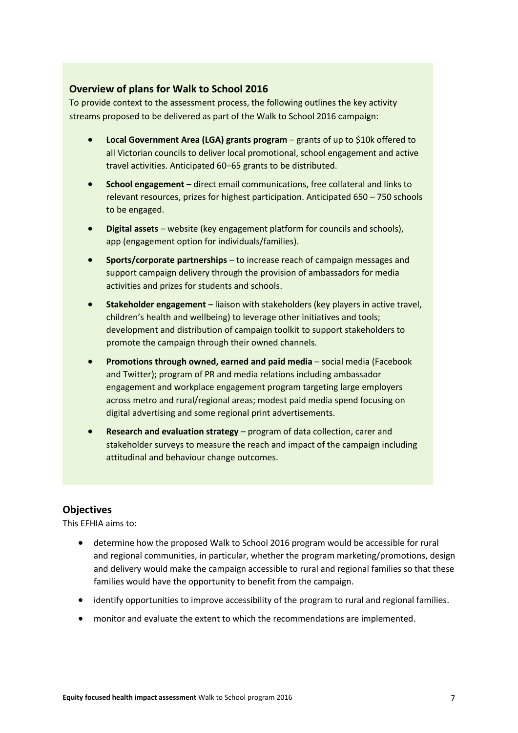## Overview of plans for Walk to School 2016

To provide context to the assessment process, the following outlines the key activity streams proposed to be delivered as part of the Walk to School 2016 campaign:

- **Local Government Area (LGA) grants program** – grants of up to $10k offered to all Victorian councils to deliver local promotional, school engagement and active travel activities. Anticipated 60–65 grants to be distributed.
- **School engagement** – direct email communications, free collateral and links to relevant resources, prizes for highest participation. Anticipated 650 – 750 schools to be engaged.
- **Digital assets** – website (key engagement platform for councils and schools), app (engagement option for individuals/families).
- **Sports/corporate partnerships** – to increase reach of campaign messages and support campaign delivery through the provision of ambassadors for media activities and prizes for students and schools.
- **Stakeholder engagement** – liaison with stakeholders (key players in active travel, children's health and wellbeing) to leverage other initiatives and tools; development and distribution of campaign toolkit to support stakeholders to promote the campaign through their owned channels.
- **Promotions through owned, earned and paid media** – social media (Facebook and Twitter); program of PR and media relations including ambassador engagement and workplace engagement program targeting large employers across metro and rural/regional areas; modest paid media spend focusing on digital advertising and some regional print advertisements.
- **Research and evaluation strategy** – program of data collection, carer and stakeholder surveys to measure the reach and impact of the campaign including attitudinal and behaviour change outcomes.

## Objectives

This EFHIA aims to:

- determine how the proposed Walk to School 2016 program would be accessible for rural and regional communities, in particular, whether the program marketing/promotions, design and delivery would make the campaign accessible to rural and regional families so that these families would have the opportunity to benefit from the campaign.
- identify opportunities to improve accessibility of the program to rural and regional families.
- monitor and evaluate the extent to which the recommendations are implemented.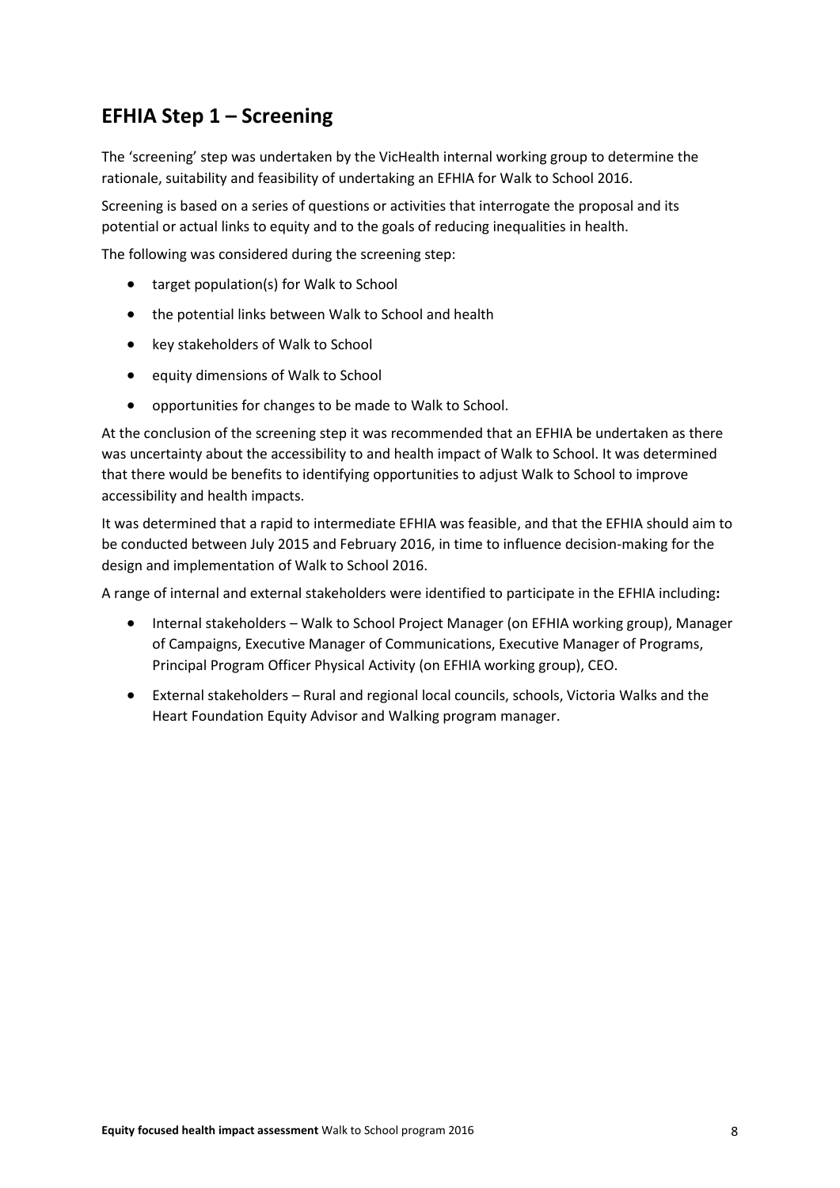## EFHIA Step 1 – Screening

The 'screening' step was undertaken by the VicHealth internal working group to determine the rationale, suitability and feasibility of undertaking an EFHIA for Walk to School 2016.

Screening is based on a series of questions or activities that interrogate the proposal and its potential or actual links to equity and to the goals of reducing inequalities in health.

The following was considered during the screening step:

- target population(s) for Walk to School
- the potential links between Walk to School and health
- key stakeholders of Walk to School
- equity dimensions of Walk to School
- opportunities for changes to be made to Walk to School.

At the conclusion of the screening step it was recommended that an EFHIA be undertaken as there was uncertainty about the accessibility to and health impact of Walk to School. It was determined that there would be benefits to identifying opportunities to adjust Walk to School to improve accessibility and health impacts.

It was determined that a rapid to intermediate EFHIA was feasible, and that the EFHIA should aim to be conducted between July 2015 and February 2016, in time to influence decision-making for the design and implementation of Walk to School 2016.

A range of internal and external stakeholders were identified to participate in the EFHIA including**:**

- Internal stakeholders – Walk to School Project Manager (on EFHIA working group), Manager of Campaigns, Executive Manager of Communications, Executive Manager of Programs, Principal Program Officer Physical Activity (on EFHIA working group), CEO.
- External stakeholders – Rural and regional local councils, schools, Victoria Walks and the Heart Foundation Equity Advisor and Walking program manager.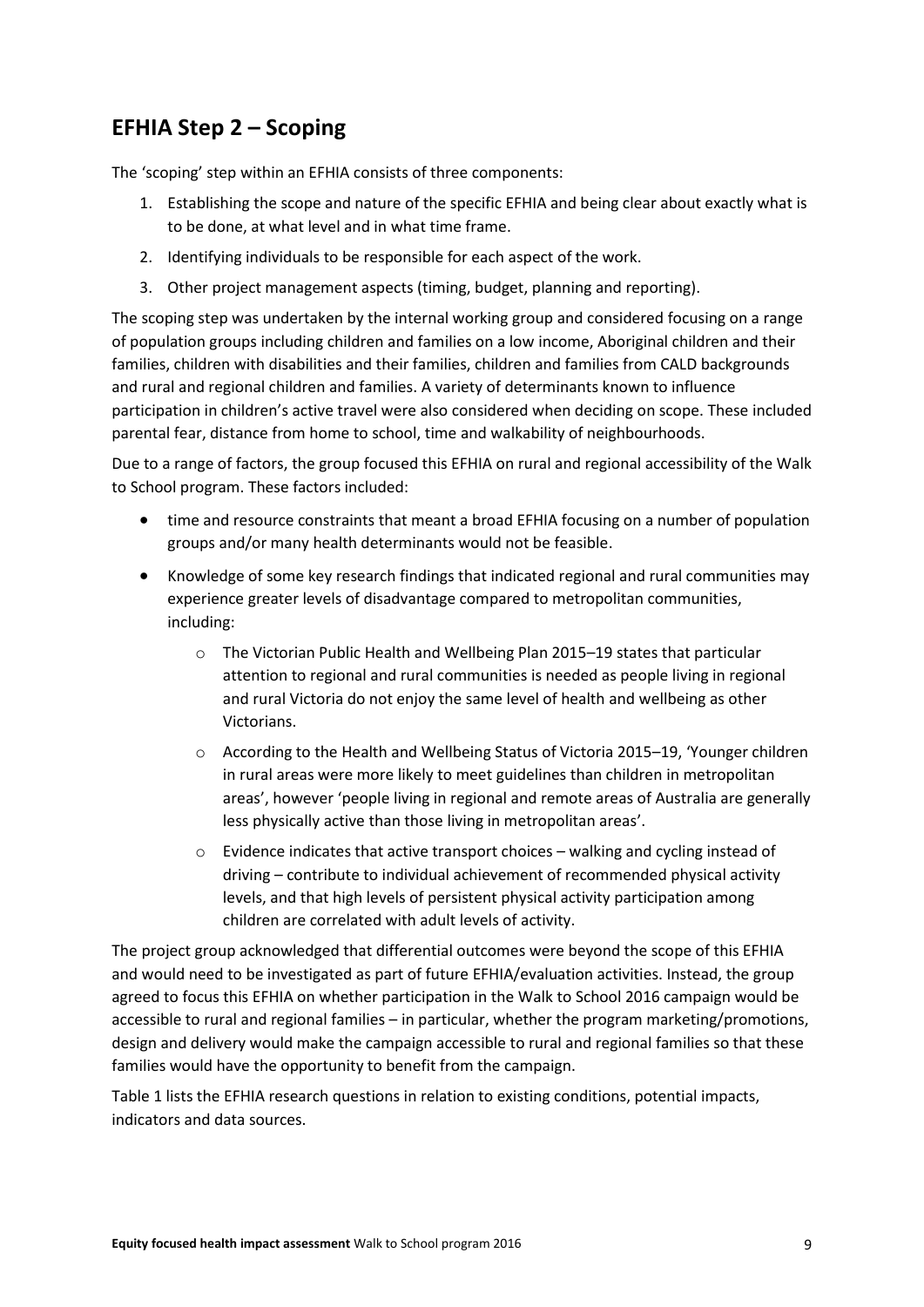## EFHIA Step 2 – Scoping

The 'scoping' step within an EFHIA consists of three components:

1. Establishing the scope and nature of the specific EFHIA and being clear about exactly what is to be done, at what level and in what time frame.
2. Identifying individuals to be responsible for each aspect of the work.
3. Other project management aspects (timing, budget, planning and reporting).

The scoping step was undertaken by the internal working group and considered focusing on a range of population groups including children and families on a low income, Aboriginal children and their families, children with disabilities and their families, children and families from CALD backgrounds and rural and regional children and families. A variety of determinants known to influence participation in children's active travel were also considered when deciding on scope. These included parental fear, distance from home to school, time and walkability of neighbourhoods.

Due to a range of factors, the group focused this EFHIA on rural and regional accessibility of the Walk to School program. These factors included:

- time and resource constraints that meant a broad EFHIA focusing on a number of population groups and/or many health determinants would not be feasible.
- Knowledge of some key research findings that indicated regional and rural communities may experience greater levels of disadvantage compared to metropolitan communities, including:
    - The Victorian Public Health and Wellbeing Plan 2015–19 states that particular attention to regional and rural communities is needed as people living in regional and rural Victoria do not enjoy the same level of health and wellbeing as other Victorians.
    - According to the Health and Wellbeing Status of Victoria 2015–19, 'Younger children in rural areas were more likely to meet guidelines than children in metropolitan areas', however 'people living in regional and remote areas of Australia are generally less physically active than those living in metropolitan areas'.
    - Evidence indicates that active transport choices – walking and cycling instead of driving – contribute to individual achievement of recommended physical activity levels, and that high levels of persistent physical activity participation among children are correlated with adult levels of activity.

The project group acknowledged that differential outcomes were beyond the scope of this EFHIA and would need to be investigated as part of future EFHIA/evaluation activities. Instead, the group agreed to focus this EFHIA on whether participation in the Walk to School 2016 campaign would be accessible to rural and regional families – in particular, whether the program marketing/promotions, design and delivery would make the campaign accessible to rural and regional families so that these families would have the opportunity to benefit from the campaign.

Table 1 lists the EFHIA research questions in relation to existing conditions, potential impacts, indicators and data sources.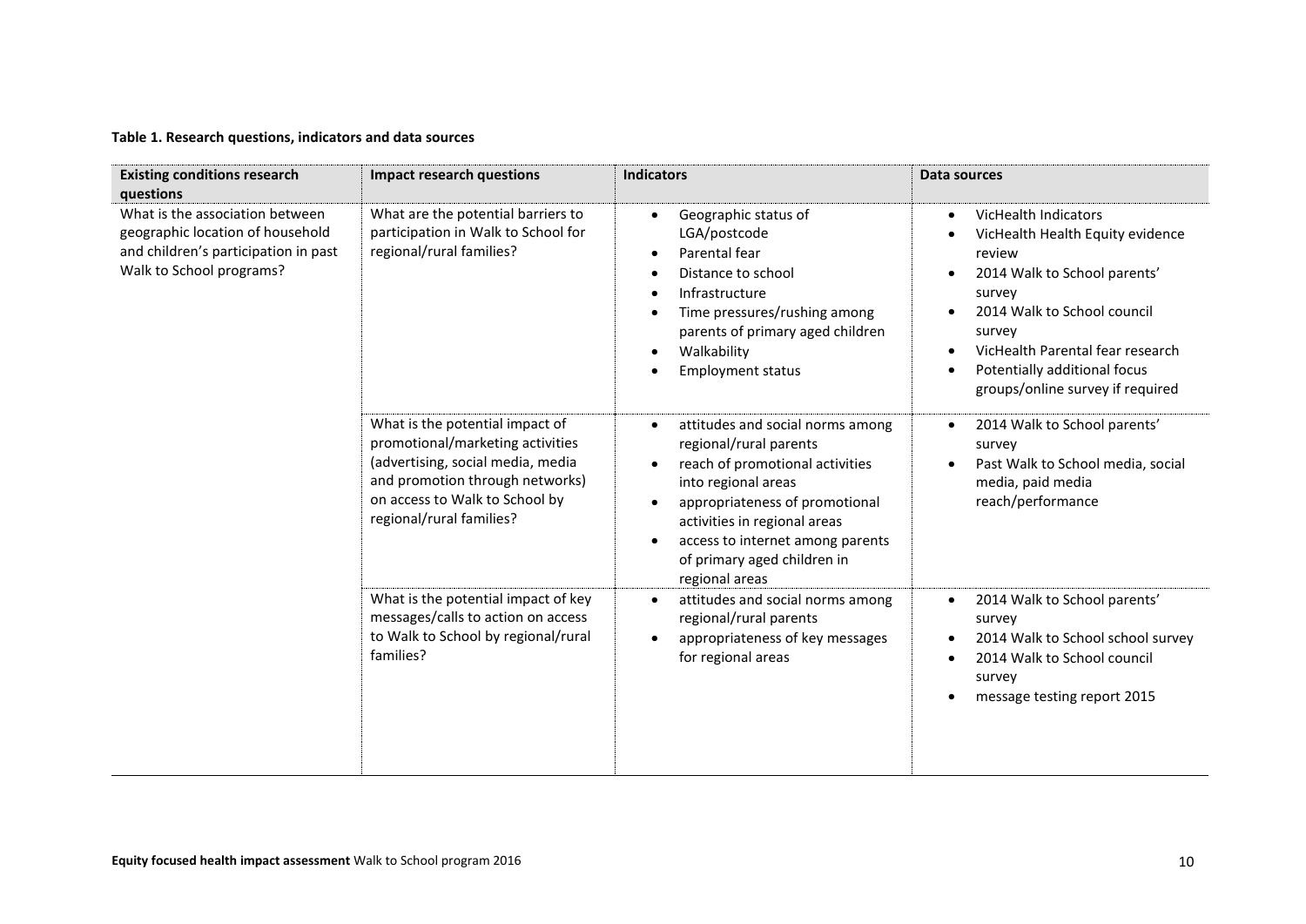**Table 1. Research questions, indicators and data sources**

| Existing conditions research questions | Impact research questions | Indicators | Data sources |
|---|---|---|---|
| What is the association between geographic location of household and children's participation in past Walk to School programs? | What are the potential barriers to participation in Walk to School for regional/rural families? | • Geographic status of LGA/postcode<br>• Parental fear<br>• Distance to school<br>• Infrastructure<br>• Time pressures/rushing among parents of primary aged children<br>• Walkability<br>• Employment status | • VicHealth Indicators<br>• VicHealth Health Equity evidence review<br>• 2014 Walk to School parents' survey<br>• 2014 Walk to School council survey<br>• VicHealth Parental fear research<br>• Potentially additional focus groups/online survey if required |
| | What is the potential impact of promotional/marketing activities (advertising, social media, media and promotion through networks) on access to Walk to School by regional/rural families? | • attitudes and social norms among regional/rural parents<br>• reach of promotional activities into regional areas<br>• appropriateness of promotional activities in regional areas<br>• access to internet among parents of primary aged children in regional areas | • 2014 Walk to School parents' survey<br>• Past Walk to School media, social media, paid media reach/performance |
| | What is the potential impact of key messages/calls to action on access to Walk to School by regional/rural families? | • attitudes and social norms among regional/rural parents<br>• appropriateness of key messages for regional areas | • 2014 Walk to School parents' survey<br>• 2014 Walk to School school survey<br>• 2014 Walk to School council survey<br>• message testing report 2015 |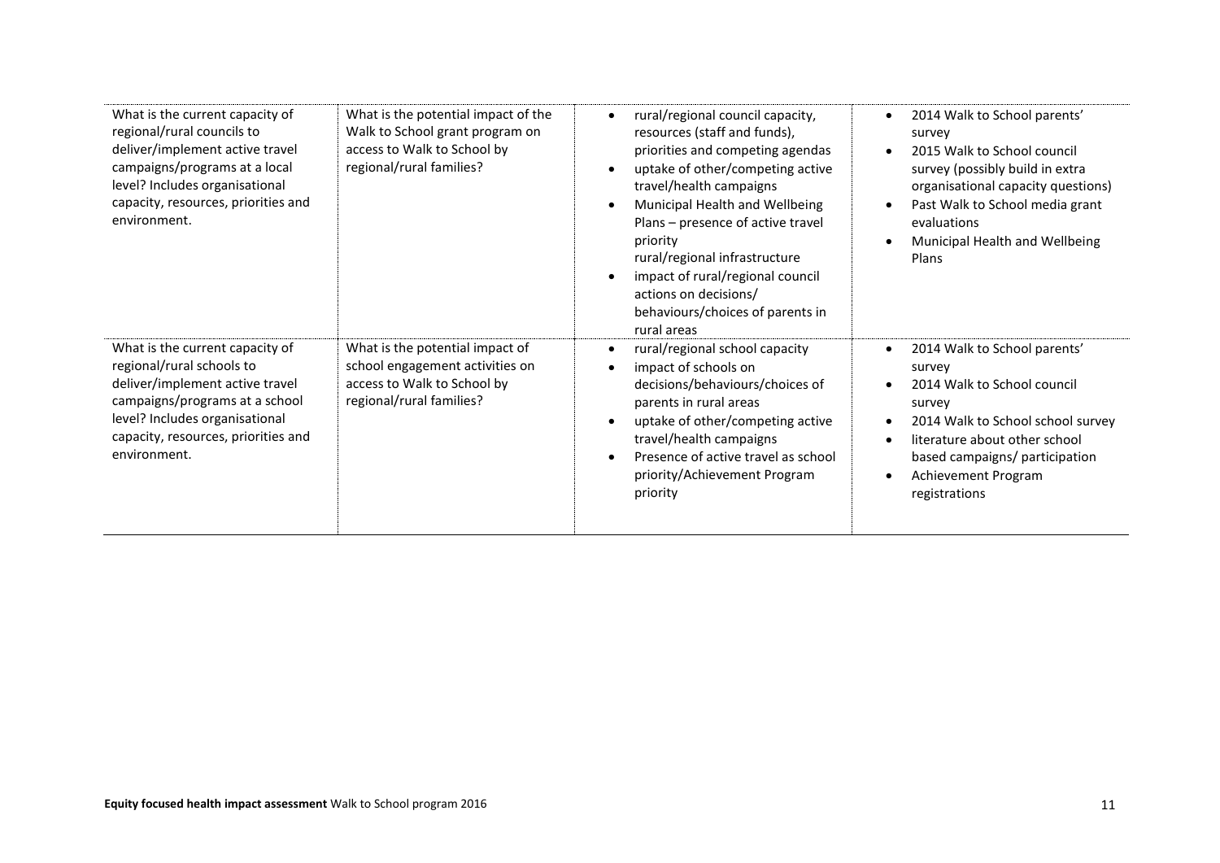| | | | |
|---|---|---|---|
| What is the current capacity of regional/rural councils to deliver/implement active travel campaigns/programs at a local level? Includes organisational capacity, resources, priorities and environment. | What is the potential impact of the Walk to School grant program on access to Walk to School by regional/rural families? | • rural/regional council capacity, resources (staff and funds), priorities and competing agendas<br>• uptake of other/competing active travel/health campaigns<br>• Municipal Health and Wellbeing Plans – presence of active travel priority<br>rural/regional infrastructure<br>• impact of rural/regional council actions on decisions/ behaviours/choices of parents in rural areas | • 2014 Walk to School parents' survey<br>• 2015 Walk to School council survey (possibly build in extra organisational capacity questions)<br>• Past Walk to School media grant evaluations<br>• Municipal Health and Wellbeing Plans |
| What is the current capacity of regional/rural schools to deliver/implement active travel campaigns/programs at a school level? Includes organisational capacity, resources, priorities and environment. | What is the potential impact of school engagement activities on access to Walk to School by regional/rural families? | • rural/regional school capacity<br>• impact of schools on decisions/behaviours/choices of parents in rural areas<br>• uptake of other/competing active travel/health campaigns<br>• Presence of active travel as school priority/Achievement Program priority | • 2014 Walk to School parents' survey<br>• 2014 Walk to School council survey<br>• 2014 Walk to School school survey<br>• literature about other school based campaigns/ participation<br>• Achievement Program registrations |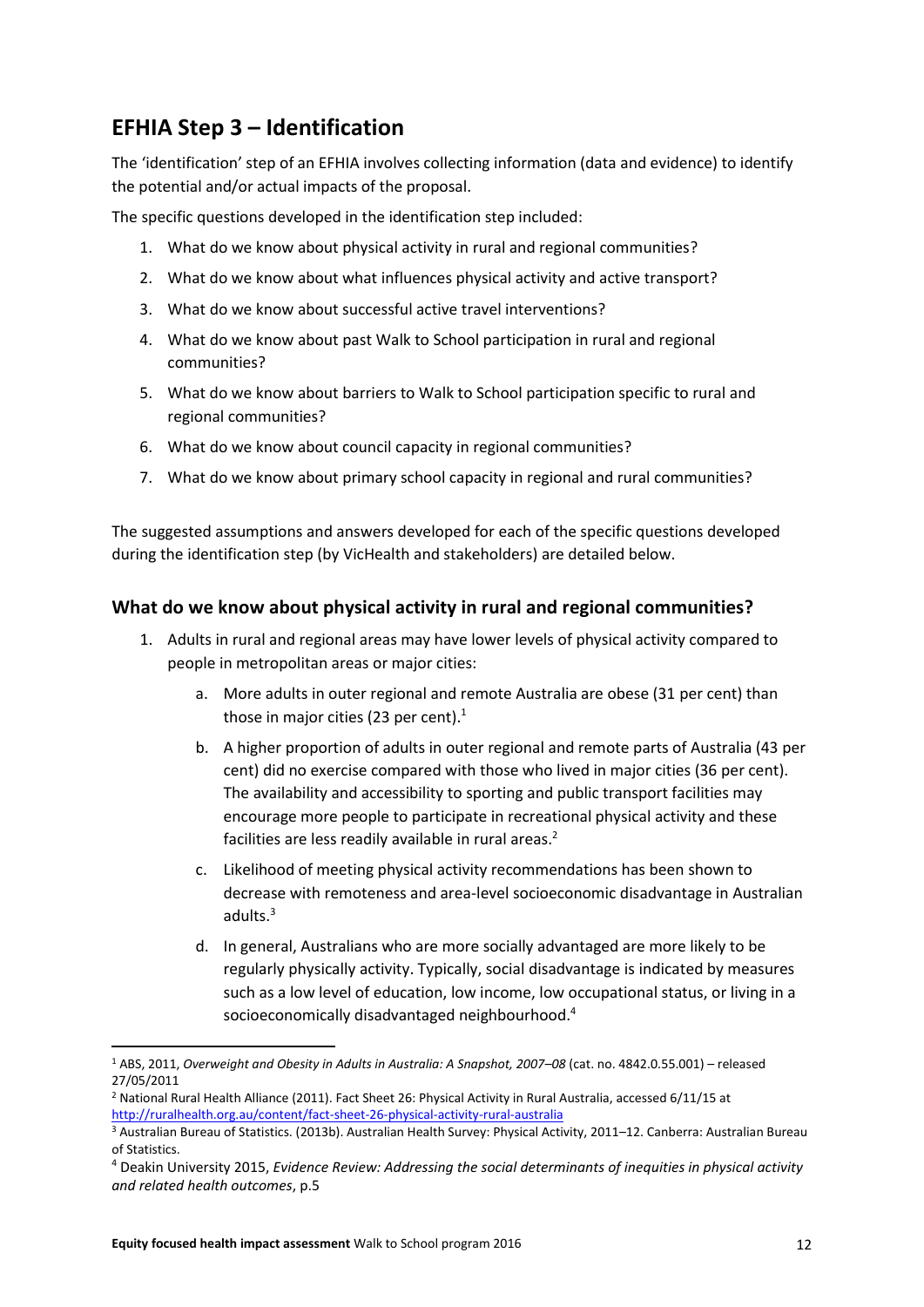## EFHIA Step 3 – Identification

The 'identification' step of an EFHIA involves collecting information (data and evidence) to identify the potential and/or actual impacts of the proposal.

The specific questions developed in the identification step included:

1. What do we know about physical activity in rural and regional communities?
2. What do we know about what influences physical activity and active transport?
3. What do we know about successful active travel interventions?
4. What do we know about past Walk to School participation in rural and regional communities?
5. What do we know about barriers to Walk to School participation specific to rural and regional communities?
6. What do we know about council capacity in regional communities?
7. What do we know about primary school capacity in regional and rural communities?

The suggested assumptions and answers developed for each of the specific questions developed during the identification step (by VicHealth and stakeholders) are detailed below.

### What do we know about physical activity in rural and regional communities?

1. Adults in rural and regional areas may have lower levels of physical activity compared to people in metropolitan areas or major cities:
   a. More adults in outer regional and remote Australia are obese (31 per cent) than those in major cities (23 per cent).[1]
   b. A higher proportion of adults in outer regional and remote parts of Australia (43 per cent) did no exercise compared with those who lived in major cities (36 per cent). The availability and accessibility to sporting and public transport facilities may encourage more people to participate in recreational physical activity and these facilities are less readily available in rural areas.[2]
   c. Likelihood of meeting physical activity recommendations has been shown to decrease with remoteness and area-level socioeconomic disadvantage in Australian adults.[3]
   d. In general, Australians who are more socially advantaged are more likely to be regularly physically activity. Typically, social disadvantage is indicated by measures such as a low level of education, low income, low occupational status, or living in a socioeconomically disadvantaged neighbourhood.[4]

---

[1] ABS, 2011, *Overweight and Obesity in Adults in Australia: A Snapshot, 2007–08* (cat. no. 4842.0.55.001) – released 27/05/2011

[2] National Rural Health Alliance (2011). Fact Sheet 26: Physical Activity in Rural Australia, accessed 6/11/15 at http://ruralhealth.org.au/content/fact-sheet-26-physical-activity-rural-australia

[3] Australian Bureau of Statistics. (2013b). Australian Health Survey: Physical Activity, 2011–12. Canberra: Australian Bureau of Statistics.

[4] Deakin University 2015, *Evidence Review: Addressing the social determinants of inequities in physical activity and related health outcomes*, p.5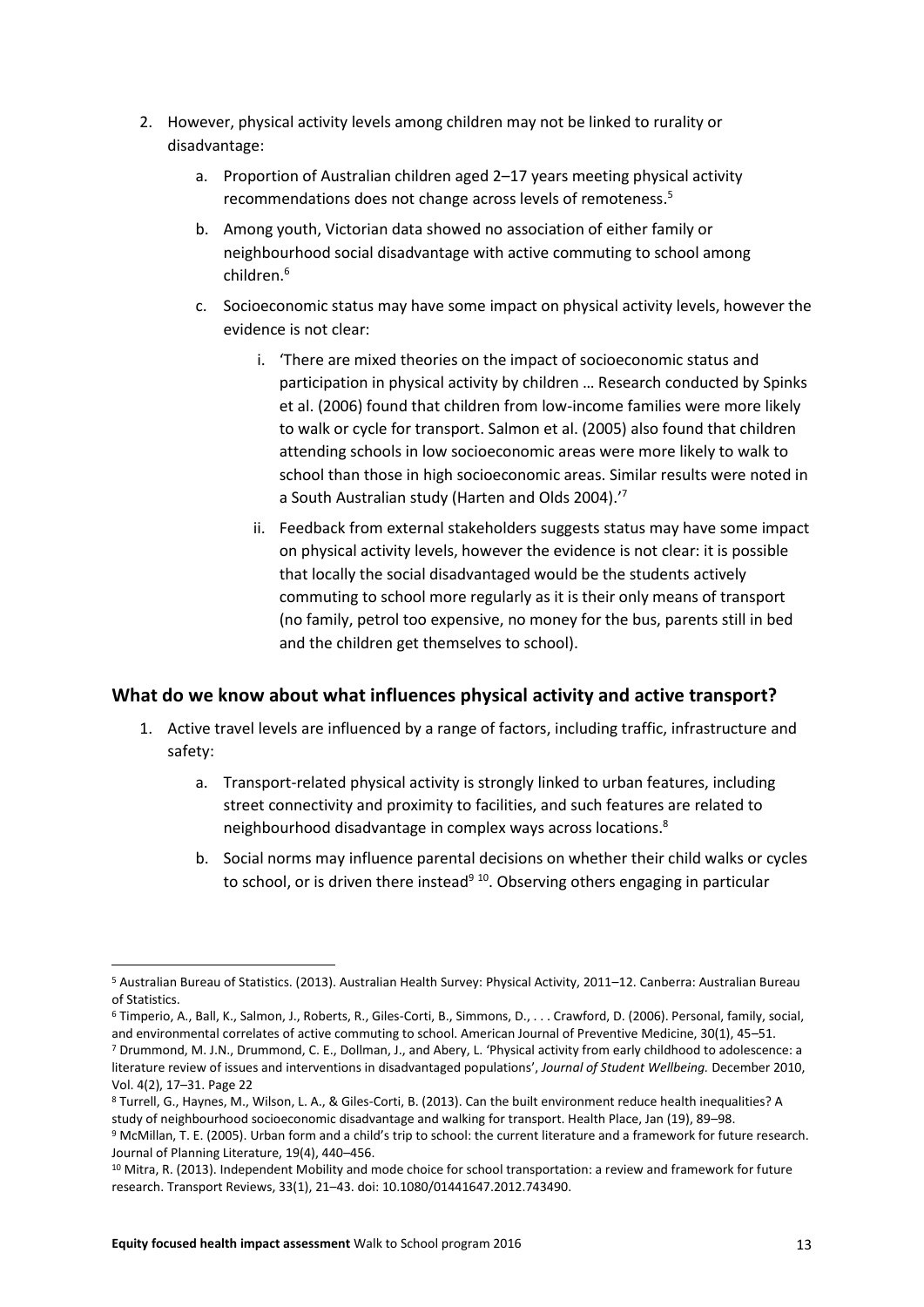2. However, physical activity levels among children may not be linked to rurality or disadvantage:

    a. Proportion of Australian children aged 2–17 years meeting physical activity recommendations does not change across levels of remoteness.[5]

    b. Among youth, Victorian data showed no association of either family or neighbourhood social disadvantage with active commuting to school among children.[6]

    c. Socioeconomic status may have some impact on physical activity levels, however the evidence is not clear:

        i. 'There are mixed theories on the impact of socioeconomic status and participation in physical activity by children … Research conducted by Spinks et al. (2006) found that children from low-income families were more likely to walk or cycle for transport. Salmon et al. (2005) also found that children attending schools in low socioeconomic areas were more likely to walk to school than those in high socioeconomic areas. Similar results were noted in a South Australian study (Harten and Olds 2004).'[7]

        ii. Feedback from external stakeholders suggests status may have some impact on physical activity levels, however the evidence is not clear: it is possible that locally the social disadvantaged would be the students actively commuting to school more regularly as it is their only means of transport (no family, petrol too expensive, no money for the bus, parents still in bed and the children get themselves to school).

## What do we know about what influences physical activity and active transport?

1. Active travel levels are influenced by a range of factors, including traffic, infrastructure and safety:

    a. Transport-related physical activity is strongly linked to urban features, including street connectivity and proximity to facilities, and such features are related to neighbourhood disadvantage in complex ways across locations.[8]

    b. Social norms may influence parental decisions on whether their child walks or cycles to school, or is driven there instead[9] [10]. Observing others engaging in particular

---

[5] Australian Bureau of Statistics. (2013). Australian Health Survey: Physical Activity, 2011–12. Canberra: Australian Bureau of Statistics.

[6] Timperio, A., Ball, K., Salmon, J., Roberts, R., Giles-Corti, B., Simmons, D., . . . Crawford, D. (2006). Personal, family, social, and environmental correlates of active commuting to school. American Journal of Preventive Medicine, 30(1), 45–51.

[7] Drummond, M. J.N., Drummond, C. E., Dollman, J., and Abery, L. 'Physical activity from early childhood to adolescence: a literature review of issues and interventions in disadvantaged populations', *Journal of Student Wellbeing.* December 2010, Vol. 4(2), 17–31. Page 22

[8] Turrell, G., Haynes, M., Wilson, L. A., & Giles-Corti, B. (2013). Can the built environment reduce health inequalities? A study of neighbourhood socioeconomic disadvantage and walking for transport. Health Place, Jan (19), 89–98.

[9] McMillan, T. E. (2005). Urban form and a child's trip to school: the current literature and a framework for future research. Journal of Planning Literature, 19(4), 440–456.

[10] Mitra, R. (2013). Independent Mobility and mode choice for school transportation: a review and framework for future research. Transport Reviews, 33(1), 21–43. doi: 10.1080/01441647.2012.743490.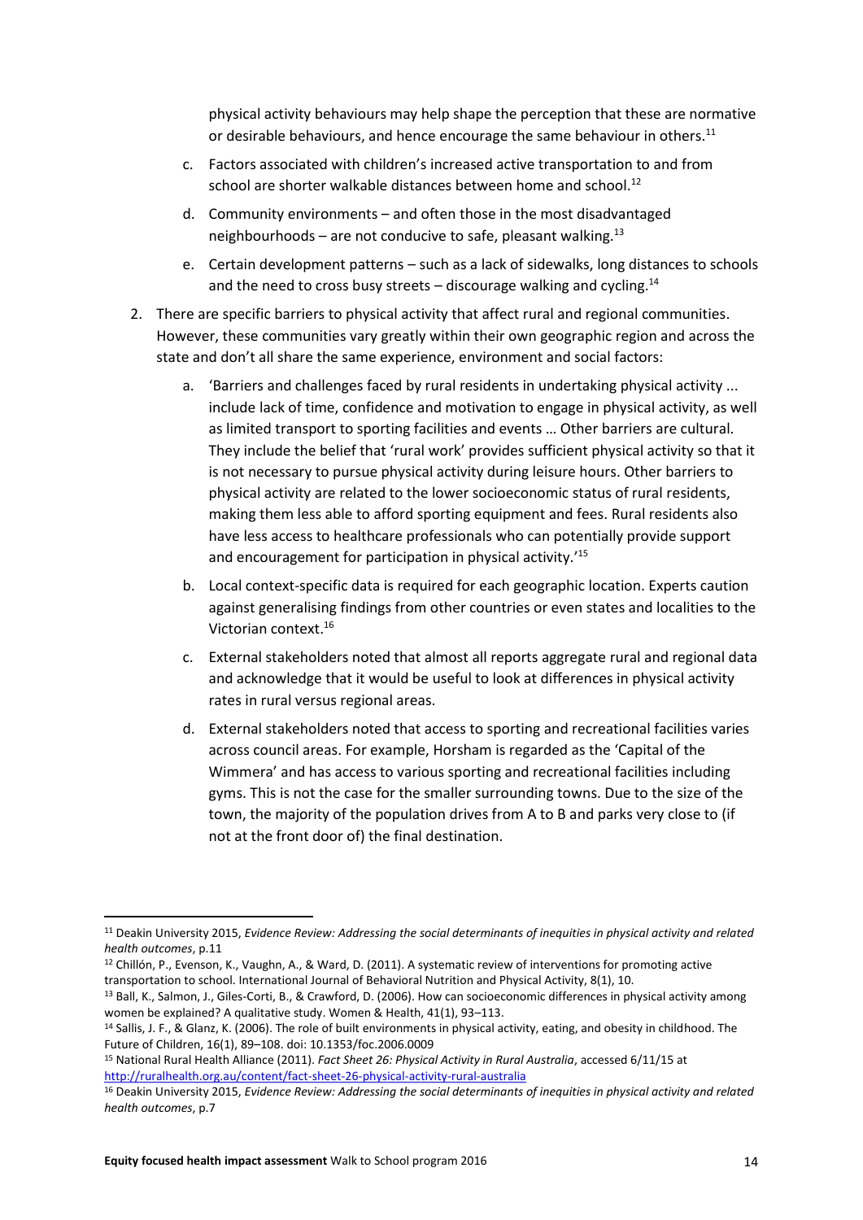physical activity behaviours may help shape the perception that these are normative or desirable behaviours, and hence encourage the same behaviour in others.[11]

c. Factors associated with children's increased active transportation to and from school are shorter walkable distances between home and school.[12]

d. Community environments – and often those in the most disadvantaged neighbourhoods – are not conducive to safe, pleasant walking.[13]

e. Certain development patterns – such as a lack of sidewalks, long distances to schools and the need to cross busy streets – discourage walking and cycling.[14]

2. There are specific barriers to physical activity that affect rural and regional communities. However, these communities vary greatly within their own geographic region and across the state and don't all share the same experience, environment and social factors:

   a. 'Barriers and challenges faced by rural residents in undertaking physical activity ... include lack of time, confidence and motivation to engage in physical activity, as well as limited transport to sporting facilities and events … Other barriers are cultural. They include the belief that 'rural work' provides sufficient physical activity so that it is not necessary to pursue physical activity during leisure hours. Other barriers to physical activity are related to the lower socioeconomic status of rural residents, making them less able to afford sporting equipment and fees. Rural residents also have less access to healthcare professionals who can potentially provide support and encouragement for participation in physical activity.'[15]

   b. Local context-specific data is required for each geographic location. Experts caution against generalising findings from other countries or even states and localities to the Victorian context.[16]

   c. External stakeholders noted that almost all reports aggregate rural and regional data and acknowledge that it would be useful to look at differences in physical activity rates in rural versus regional areas.

   d. External stakeholders noted that access to sporting and recreational facilities varies across council areas. For example, Horsham is regarded as the 'Capital of the Wimmera' and has access to various sporting and recreational facilities including gyms. This is not the case for the smaller surrounding towns. Due to the size of the town, the majority of the population drives from A to B and parks very close to (if not at the front door of) the final destination.

---

[11] Deakin University 2015, *Evidence Review: Addressing the social determinants of inequities in physical activity and related health outcomes*, p.11

[12] Chillón, P., Evenson, K., Vaughn, A., & Ward, D. (2011). A systematic review of interventions for promoting active transportation to school. International Journal of Behavioral Nutrition and Physical Activity, 8(1), 10.

[13] Ball, K., Salmon, J., Giles-Corti, B., & Crawford, D. (2006). How can socioeconomic differences in physical activity among women be explained? A qualitative study. Women & Health, 41(1), 93–113.

[14] Sallis, J. F., & Glanz, K. (2006). The role of built environments in physical activity, eating, and obesity in childhood. The Future of Children, 16(1), 89–108. doi: 10.1353/foc.2006.0009

[15] National Rural Health Alliance (2011). *Fact Sheet 26: Physical Activity in Rural Australia*, accessed 6/11/15 at http://ruralhealth.org.au/content/fact-sheet-26-physical-activity-rural-australia

[16] Deakin University 2015, *Evidence Review: Addressing the social determinants of inequities in physical activity and related health outcomes*, p.7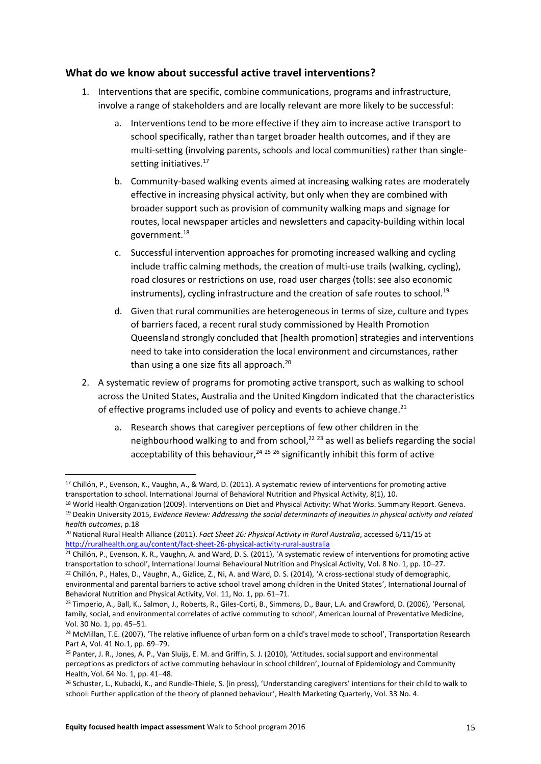## What do we know about successful active travel interventions?

1. Interventions that are specific, combine communications, programs and infrastructure, involve a range of stakeholders and are locally relevant are more likely to be successful:

    a. Interventions tend to be more effective if they aim to increase active transport to school specifically, rather than target broader health outcomes, and if they are multi-setting (involving parents, schools and local communities) rather than single-setting initiatives.[17]

    b. Community-based walking events aimed at increasing walking rates are moderately effective in increasing physical activity, but only when they are combined with broader support such as provision of community walking maps and signage for routes, local newspaper articles and newsletters and capacity-building within local government.[18]

    c. Successful intervention approaches for promoting increased walking and cycling include traffic calming methods, the creation of multi-use trails (walking, cycling), road closures or restrictions on use, road user charges (tolls: see also economic instruments), cycling infrastructure and the creation of safe routes to school.[19]

    d. Given that rural communities are heterogeneous in terms of size, culture and types of barriers faced, a recent rural study commissioned by Health Promotion Queensland strongly concluded that [health promotion] strategies and interventions need to take into consideration the local environment and circumstances, rather than using a one size fits all approach.[20]

2. A systematic review of programs for promoting active transport, such as walking to school across the United States, Australia and the United Kingdom indicated that the characteristics of effective programs included use of policy and events to achieve change.[21]

    a. Research shows that caregiver perceptions of few other children in the neighbourhood walking to and from school,[22] [23] as well as beliefs regarding the social acceptability of this behaviour,[24] [25] [26] significantly inhibit this form of active

---

[17] Chillón, P., Evenson, K., Vaughn, A., & Ward, D. (2011). A systematic review of interventions for promoting active transportation to school. International Journal of Behavioral Nutrition and Physical Activity, 8(1), 10.

[18] World Health Organization (2009). Interventions on Diet and Physical Activity: What Works. Summary Report. Geneva.

[19] Deakin University 2015, *Evidence Review: Addressing the social determinants of inequities in physical activity and related health outcomes*, p.18

[20] National Rural Health Alliance (2011). *Fact Sheet 26: Physical Activity in Rural Australia*, accessed 6/11/15 at http://ruralhealth.org.au/content/fact-sheet-26-physical-activity-rural-australia

[21] Chillón, P., Evenson, K. R., Vaughn, A. and Ward, D. S. (2011), 'A systematic review of interventions for promoting active transportation to school', International Journal Behavioural Nutrition and Physical Activity, Vol. 8 No. 1, pp. 10–27.

[22] Chillón, P., Hales, D., Vaughn, A., Gizlice, Z., Ni, A. and Ward, D. S. (2014), 'A cross-sectional study of demographic, environmental and parental barriers to active school travel among children in the United States', International Journal of Behavioral Nutrition and Physical Activity, Vol. 11, No. 1, pp. 61–71.

[23] Timperio, A., Ball, K., Salmon, J., Roberts, R., Giles-Corti, B., Simmons, D., Baur, L.A. and Crawford, D. (2006), 'Personal, family, social, and environmental correlates of active commuting to school', American Journal of Preventative Medicine, Vol. 30 No. 1, pp. 45–51.

[24] McMillan, T.E. (2007), 'The relative influence of urban form on a child's travel mode to school', Transportation Research Part A, Vol. 41 No.1, pp. 69–79.

[25] Panter, J. R., Jones, A. P., Van Sluijs, E. M. and Griffin, S. J. (2010), 'Attitudes, social support and environmental perceptions as predictors of active commuting behaviour in school children', Journal of Epidemiology and Community Health, Vol. 64 No. 1, pp. 41–48.

[26] Schuster, L., Kubacki, K., and Rundle-Thiele, S. (in press), 'Understanding caregivers' intentions for their child to walk to school: Further application of the theory of planned behaviour', Health Marketing Quarterly, Vol. 33 No. 4.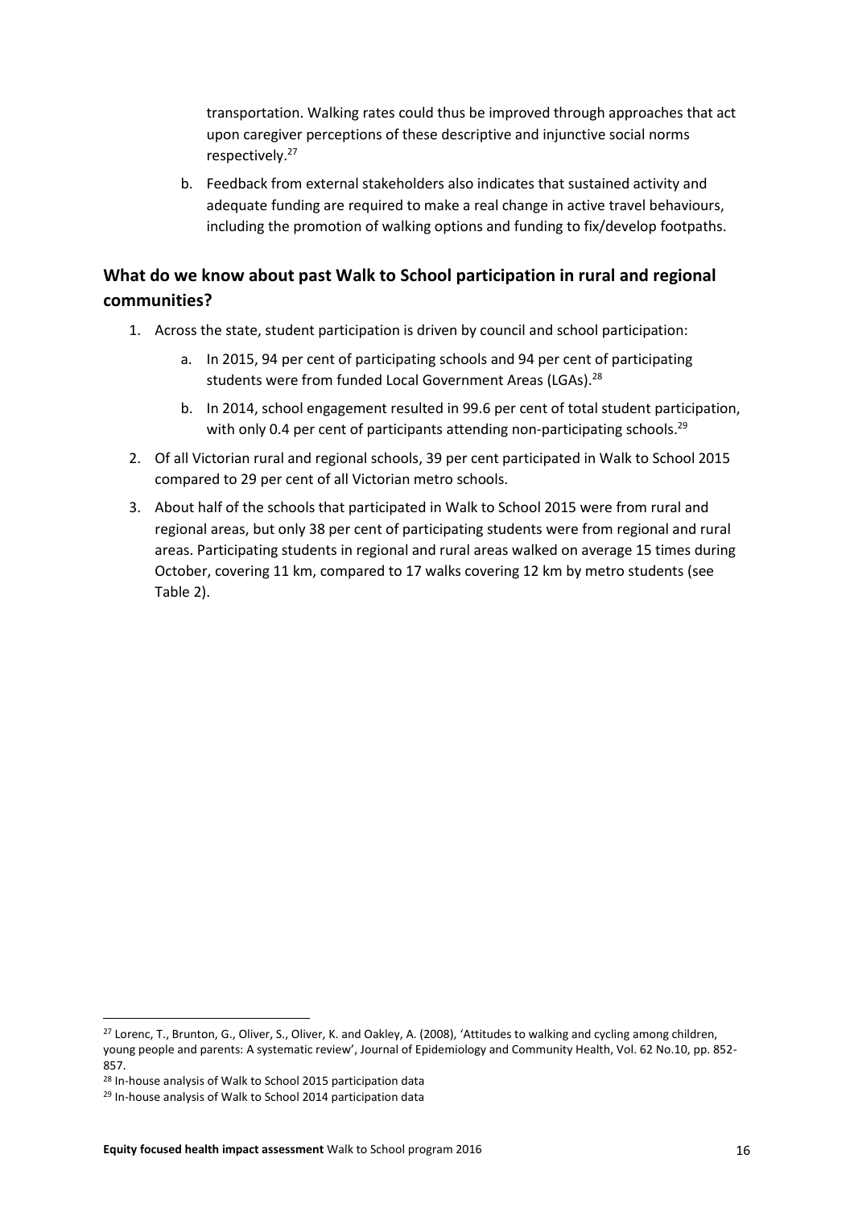transportation. Walking rates could thus be improved through approaches that act upon caregiver perceptions of these descriptive and injunctive social norms respectively.[27]

b. Feedback from external stakeholders also indicates that sustained activity and adequate funding are required to make a real change in active travel behaviours, including the promotion of walking options and funding to fix/develop footpaths.

## What do we know about past Walk to School participation in rural and regional communities?

1. Across the state, student participation is driven by council and school participation:
   a. In 2015, 94 per cent of participating schools and 94 per cent of participating students were from funded Local Government Areas (LGAs).[28]
   b. In 2014, school engagement resulted in 99.6 per cent of total student participation, with only 0.4 per cent of participants attending non-participating schools.[29]
2. Of all Victorian rural and regional schools, 39 per cent participated in Walk to School 2015 compared to 29 per cent of all Victorian metro schools.
3. About half of the schools that participated in Walk to School 2015 were from rural and regional areas, but only 38 per cent of participating students were from regional and rural areas. Participating students in regional and rural areas walked on average 15 times during October, covering 11 km, compared to 17 walks covering 12 km by metro students (see Table 2).

---

[27] Lorenc, T., Brunton, G., Oliver, S., Oliver, K. and Oakley, A. (2008), 'Attitudes to walking and cycling among children, young people and parents: A systematic review', Journal of Epidemiology and Community Health, Vol. 62 No.10, pp. 852-857.

[28] In-house analysis of Walk to School 2015 participation data

[29] In-house analysis of Walk to School 2014 participation data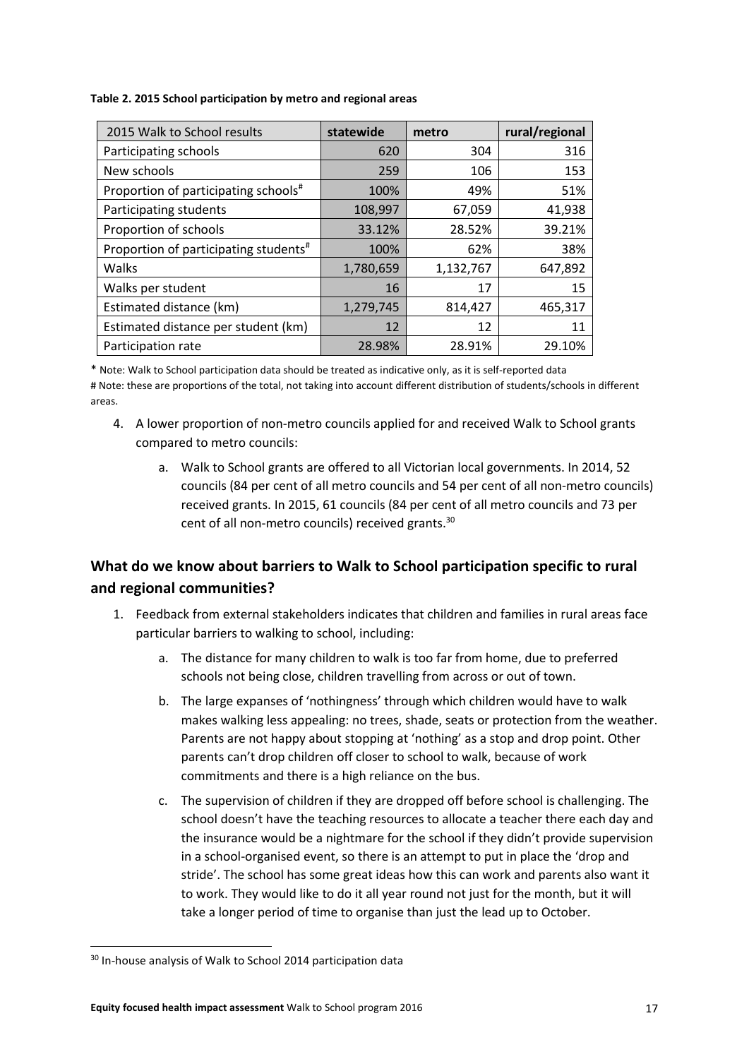**Table 2. 2015 School participation by metro and regional areas**

| 2015 Walk to School results | statewide | metro | rural/regional |
|---|---|---|---|
| Participating schools | 620 | 304 | 316 |
| New schools | 259 | 106 | 153 |
| Proportion of participating schools[#] | 100% | 49% | 51% |
| Participating students | 108,997 | 67,059 | 41,938 |
| Proportion of schools | 33.12% | 28.52% | 39.21% |
| Proportion of participating students[#] | 100% | 62% | 38% |
| Walks | 1,780,659 | 1,132,767 | 647,892 |
| Walks per student | 16 | 17 | 15 |
| Estimated distance (km) | 1,279,745 | 814,427 | 465,317 |
| Estimated distance per student (km) | 12 | 12 | 11 |
| Participation rate | 28.98% | 28.91% | 29.10% |

\* Note: Walk to School participation data should be treated as indicative only, as it is self-reported data

\# Note: these are proportions of the total, not taking into account different distribution of students/schools in different areas.

4. A lower proportion of non-metro councils applied for and received Walk to School grants compared to metro councils:
   a. Walk to School grants are offered to all Victorian local governments. In 2014, 52 councils (84 per cent of all metro councils and 54 per cent of all non-metro councils) received grants. In 2015, 61 councils (84 per cent of all metro councils and 73 per cent of all non-metro councils) received grants.[30]

## What do we know about barriers to Walk to School participation specific to rural and regional communities?

1. Feedback from external stakeholders indicates that children and families in rural areas face particular barriers to walking to school, including:
   a. The distance for many children to walk is too far from home, due to preferred schools not being close, children travelling from across or out of town.
   b. The large expanses of 'nothingness' through which children would have to walk makes walking less appealing: no trees, shade, seats or protection from the weather. Parents are not happy about stopping at 'nothing' as a stop and drop point. Other parents can't drop children off closer to school to walk, because of work commitments and there is a high reliance on the bus.
   c. The supervision of children if they are dropped off before school is challenging. The school doesn't have the teaching resources to allocate a teacher there each day and the insurance would be a nightmare for the school if they didn't provide supervision in a school-organised event, so there is an attempt to put in place the 'drop and stride'. The school has some great ideas how this can work and parents also want it to work. They would like to do it all year round not just for the month, but it will take a longer period of time to organise than just the lead up to October.

[30] In-house analysis of Walk to School 2014 participation data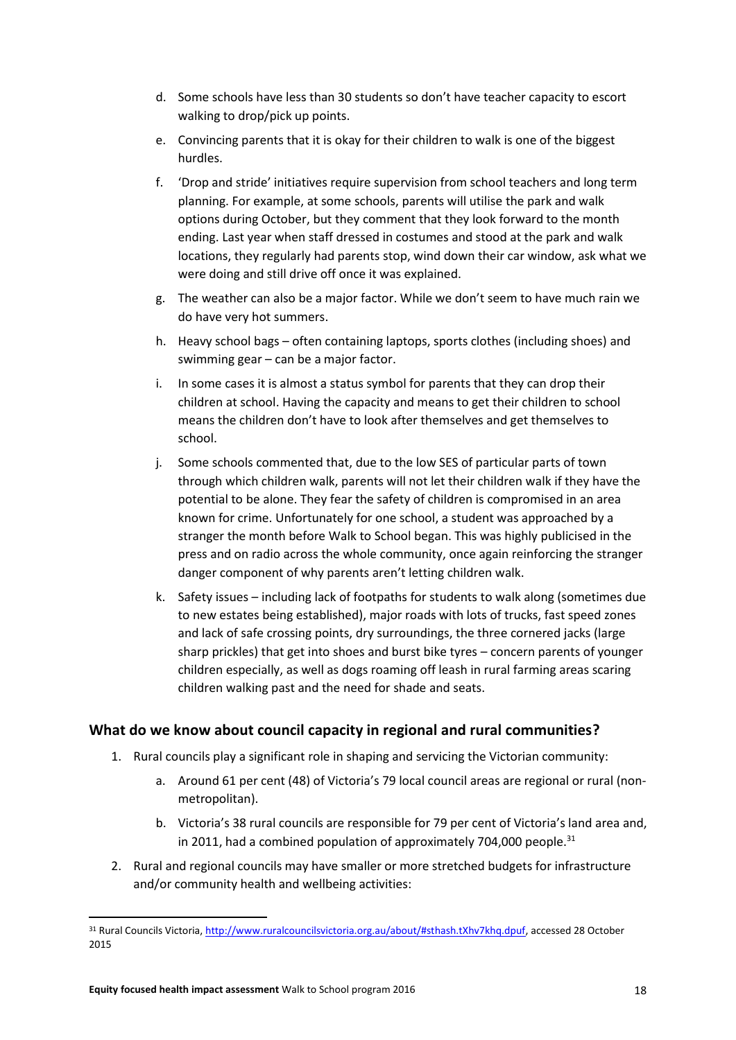d. Some schools have less than 30 students so don't have teacher capacity to escort walking to drop/pick up points.

e. Convincing parents that it is okay for their children to walk is one of the biggest hurdles.

f. 'Drop and stride' initiatives require supervision from school teachers and long term planning. For example, at some schools, parents will utilise the park and walk options during October, but they comment that they look forward to the month ending. Last year when staff dressed in costumes and stood at the park and walk locations, they regularly had parents stop, wind down their car window, ask what we were doing and still drive off once it was explained.

g. The weather can also be a major factor. While we don't seem to have much rain we do have very hot summers.

h. Heavy school bags – often containing laptops, sports clothes (including shoes) and swimming gear – can be a major factor.

i. In some cases it is almost a status symbol for parents that they can drop their children at school. Having the capacity and means to get their children to school means the children don't have to look after themselves and get themselves to school.

j. Some schools commented that, due to the low SES of particular parts of town through which children walk, parents will not let their children walk if they have the potential to be alone. They fear the safety of children is compromised in an area known for crime. Unfortunately for one school, a student was approached by a stranger the month before Walk to School began. This was highly publicised in the press and on radio across the whole community, once again reinforcing the stranger danger component of why parents aren't letting children walk.

k. Safety issues – including lack of footpaths for students to walk along (sometimes due to new estates being established), major roads with lots of trucks, fast speed zones and lack of safe crossing points, dry surroundings, the three cornered jacks (large sharp prickles) that get into shoes and burst bike tyres – concern parents of younger children especially, as well as dogs roaming off leash in rural farming areas scaring children walking past and the need for shade and seats.

## What do we know about council capacity in regional and rural communities?

1. Rural councils play a significant role in shaping and servicing the Victorian community:
   a. Around 61 per cent (48) of Victoria's 79 local council areas are regional or rural (non-metropolitan).
   b. Victoria's 38 rural councils are responsible for 79 per cent of Victoria's land area and, in 2011, had a combined population of approximately 704,000 people.[31]
2. Rural and regional councils may have smaller or more stretched budgets for infrastructure and/or community health and wellbeing activities:

[31] Rural Councils Victoria, http://www.ruralcouncilsvictoria.org.au/about/#sthash.tXhv7khq.dpuf, accessed 28 October 2015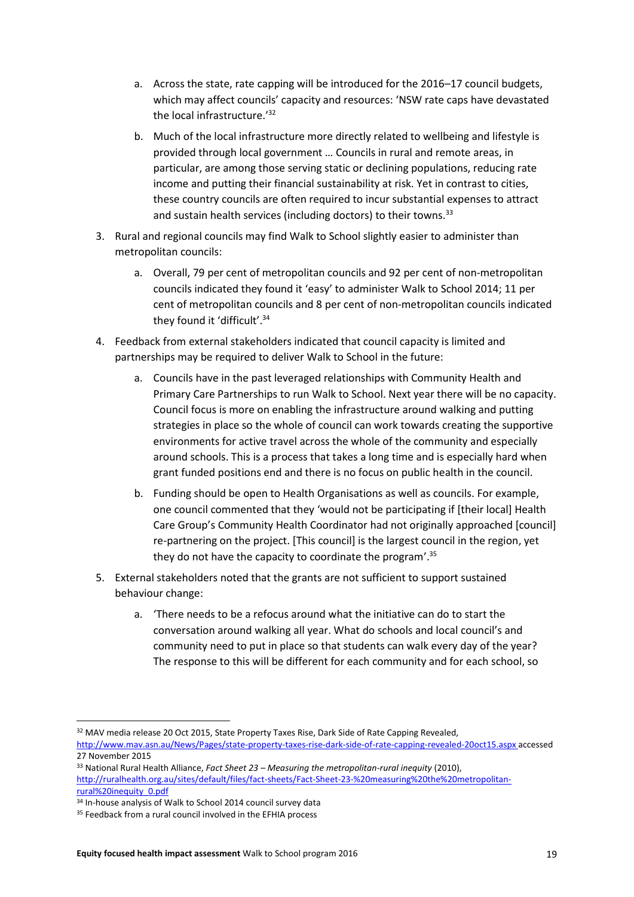a. Across the state, rate capping will be introduced for the 2016–17 council budgets, which may affect councils' capacity and resources: 'NSW rate caps have devastated the local infrastructure.'[32]

   b. Much of the local infrastructure more directly related to wellbeing and lifestyle is provided through local government … Councils in rural and remote areas, in particular, are among those serving static or declining populations, reducing rate income and putting their financial sustainability at risk. Yet in contrast to cities, these country councils are often required to incur substantial expenses to attract and sustain health services (including doctors) to their towns.[33]

3. Rural and regional councils may find Walk to School slightly easier to administer than metropolitan councils:

   a. Overall, 79 per cent of metropolitan councils and 92 per cent of non-metropolitan councils indicated they found it 'easy' to administer Walk to School 2014; 11 per cent of metropolitan councils and 8 per cent of non-metropolitan councils indicated they found it 'difficult'.[34]

4. Feedback from external stakeholders indicated that council capacity is limited and partnerships may be required to deliver Walk to School in the future:

   a. Councils have in the past leveraged relationships with Community Health and Primary Care Partnerships to run Walk to School. Next year there will be no capacity. Council focus is more on enabling the infrastructure around walking and putting strategies in place so the whole of council can work towards creating the supportive environments for active travel across the whole of the community and especially around schools. This is a process that takes a long time and is especially hard when grant funded positions end and there is no focus on public health in the council.

   b. Funding should be open to Health Organisations as well as councils. For example, one council commented that they 'would not be participating if [their local] Health Care Group's Community Health Coordinator had not originally approached [council] re-partnering on the project. [This council] is the largest council in the region, yet they do not have the capacity to coordinate the program'.[35]

5. External stakeholders noted that the grants are not sufficient to support sustained behaviour change:

   a. 'There needs to be a refocus around what the initiative can do to start the conversation around walking all year. What do schools and local council's and community need to put in place so that students can walk every day of the year? The response to this will be different for each community and for each school, so

---

[32] MAV media release 20 Oct 2015, State Property Taxes Rise, Dark Side of Rate Capping Revealed, http://www.mav.asn.au/News/Pages/state-property-taxes-rise-dark-side-of-rate-capping-revealed-20oct15.aspx accessed 27 November 2015

[33] National Rural Health Alliance, *Fact Sheet 23 – Measuring the metropolitan-rural inequity* (2010), http://ruralhealth.org.au/sites/default/files/fact-sheets/Fact-Sheet-23-%20measuring%20the%20metropolitan-rural%20inequity_0.pdf

[34] In-house analysis of Walk to School 2014 council survey data

[35] Feedback from a rural council involved in the EFHIA process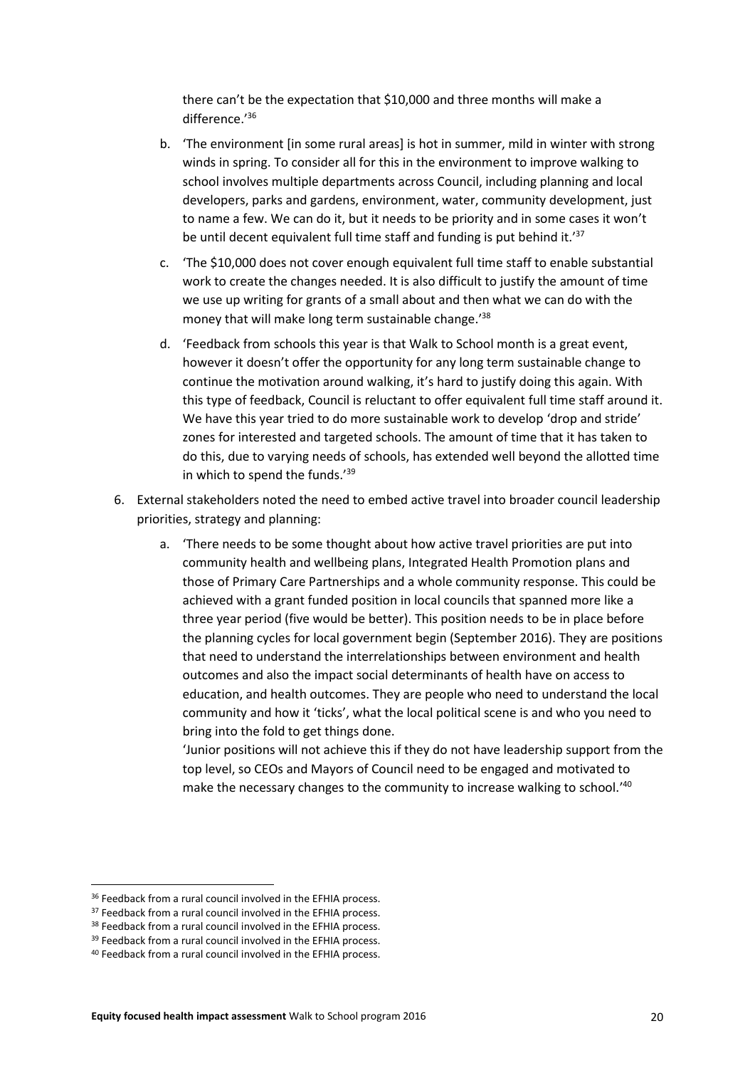there can't be the expectation that $10,000 and three months will make a difference.'[36]

b. 'The environment [in some rural areas] is hot in summer, mild in winter with strong winds in spring. To consider all for this in the environment to improve walking to school involves multiple departments across Council, including planning and local developers, parks and gardens, environment, water, community development, just to name a few. We can do it, but it needs to be priority and in some cases it won't be until decent equivalent full time staff and funding is put behind it.'[37]

c. 'The $10,000 does not cover enough equivalent full time staff to enable substantial work to create the changes needed. It is also difficult to justify the amount of time we use up writing for grants of a small about and then what we can do with the money that will make long term sustainable change.'[38]

d. 'Feedback from schools this year is that Walk to School month is a great event, however it doesn't offer the opportunity for any long term sustainable change to continue the motivation around walking, it's hard to justify doing this again. With this type of feedback, Council is reluctant to offer equivalent full time staff around it. We have this year tried to do more sustainable work to develop 'drop and stride' zones for interested and targeted schools. The amount of time that it has taken to do this, due to varying needs of schools, has extended well beyond the allotted time in which to spend the funds.'[39]

6. External stakeholders noted the need to embed active travel into broader council leadership priorities, strategy and planning:

    a. 'There needs to be some thought about how active travel priorities are put into community health and wellbeing plans, Integrated Health Promotion plans and those of Primary Care Partnerships and a whole community response. This could be achieved with a grant funded position in local councils that spanned more like a three year period (five would be better). This position needs to be in place before the planning cycles for local government begin (September 2016). They are positions that need to understand the interrelationships between environment and health outcomes and also the impact social determinants of health have on access to education, and health outcomes. They are people who need to understand the local community and how it 'ticks', what the local political scene is and who you need to bring into the fold to get things done.

    'Junior positions will not achieve this if they do not have leadership support from the top level, so CEOs and Mayors of Council need to be engaged and motivated to make the necessary changes to the community to increase walking to school.'[40]

---

[36] Feedback from a rural council involved in the EFHIA process.

[37] Feedback from a rural council involved in the EFHIA process.

[38] Feedback from a rural council involved in the EFHIA process.

[39] Feedback from a rural council involved in the EFHIA process.

[40] Feedback from a rural council involved in the EFHIA process.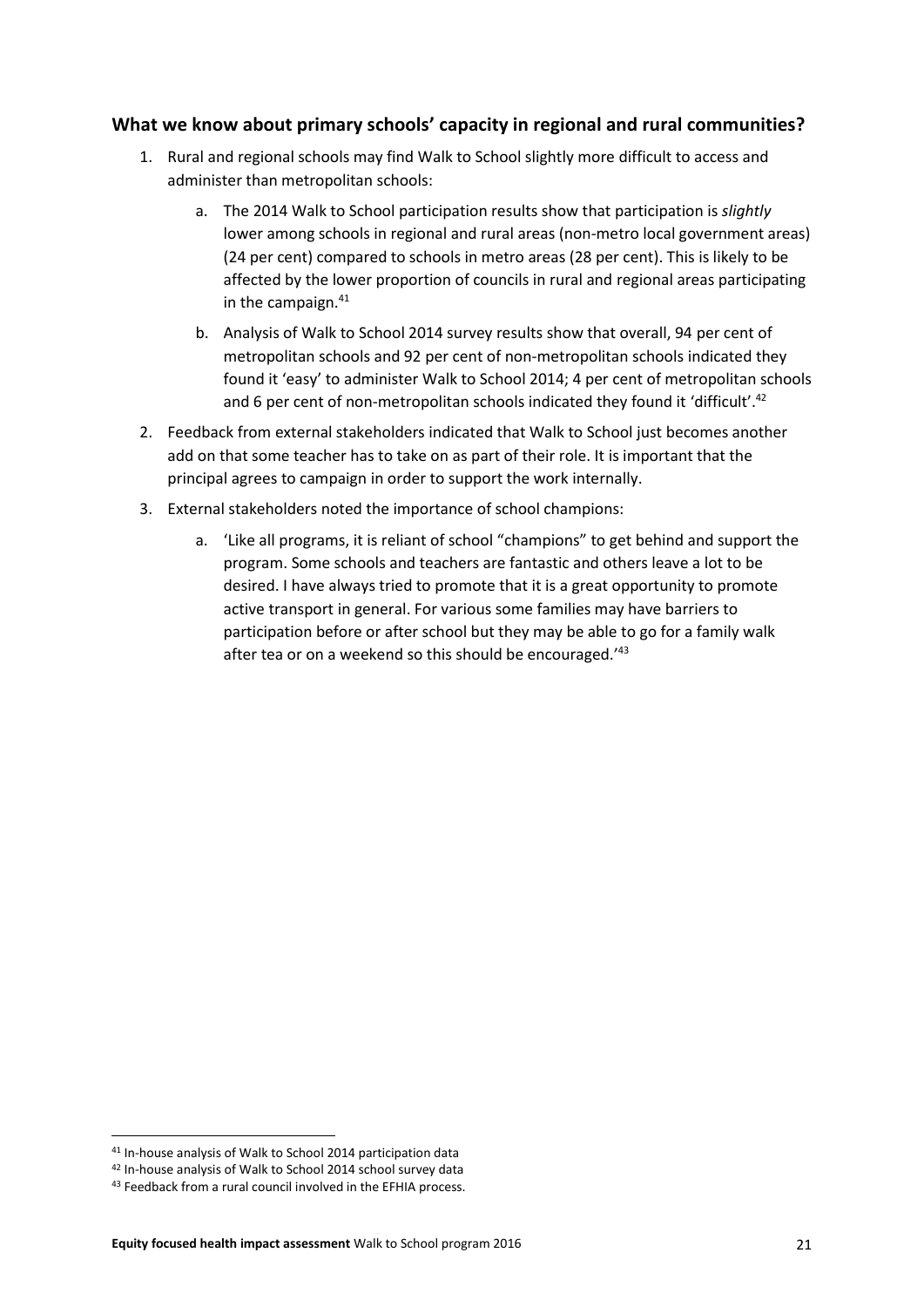## What we know about primary schools' capacity in regional and rural communities?

1. Rural and regional schools may find Walk to School slightly more difficult to access and administer than metropolitan schools:
    a. The 2014 Walk to School participation results show that participation is *slightly* lower among schools in regional and rural areas (non-metro local government areas) (24 per cent) compared to schools in metro areas (28 per cent). This is likely to be affected by the lower proportion of councils in rural and regional areas participating in the campaign.[41]
    b. Analysis of Walk to School 2014 survey results show that overall, 94 per cent of metropolitan schools and 92 per cent of non-metropolitan schools indicated they found it 'easy' to administer Walk to School 2014; 4 per cent of metropolitan schools and 6 per cent of non-metropolitan schools indicated they found it 'difficult'.[42]
2. Feedback from external stakeholders indicated that Walk to School just becomes another add on that some teacher has to take on as part of their role. It is important that the principal agrees to campaign in order to support the work internally.
3. External stakeholders noted the importance of school champions:
    a. 'Like all programs, it is reliant of school "champions" to get behind and support the program. Some schools and teachers are fantastic and others leave a lot to be desired. I have always tried to promote that it is a great opportunity to promote active transport in general. For various some families may have barriers to participation before or after school but they may be able to go for a family walk after tea or on a weekend so this should be encouraged.'[43]

---

[41] In-house analysis of Walk to School 2014 participation data

[42] In-house analysis of Walk to School 2014 school survey data

[43] Feedback from a rural council involved in the EFHIA process.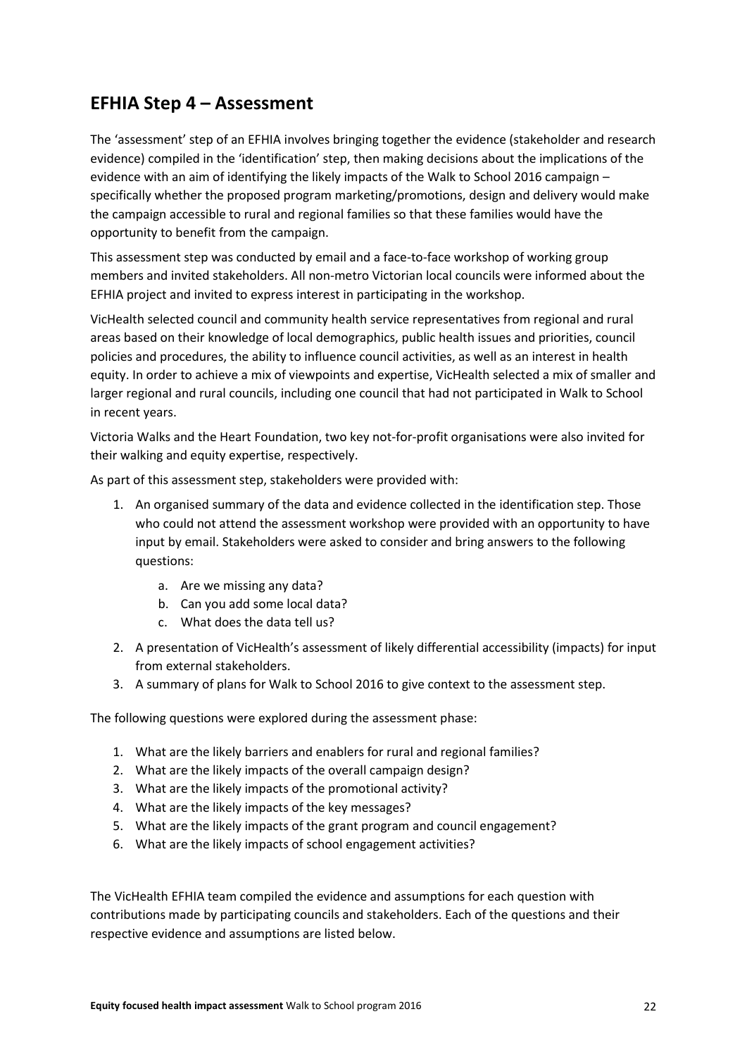## EFHIA Step 4 – Assessment

The 'assessment' step of an EFHIA involves bringing together the evidence (stakeholder and research evidence) compiled in the 'identification' step, then making decisions about the implications of the evidence with an aim of identifying the likely impacts of the Walk to School 2016 campaign – specifically whether the proposed program marketing/promotions, design and delivery would make the campaign accessible to rural and regional families so that these families would have the opportunity to benefit from the campaign.

This assessment step was conducted by email and a face-to-face workshop of working group members and invited stakeholders. All non-metro Victorian local councils were informed about the EFHIA project and invited to express interest in participating in the workshop.

VicHealth selected council and community health service representatives from regional and rural areas based on their knowledge of local demographics, public health issues and priorities, council policies and procedures, the ability to influence council activities, as well as an interest in health equity. In order to achieve a mix of viewpoints and expertise, VicHealth selected a mix of smaller and larger regional and rural councils, including one council that had not participated in Walk to School in recent years.

Victoria Walks and the Heart Foundation, two key not-for-profit organisations were also invited for their walking and equity expertise, respectively.

As part of this assessment step, stakeholders were provided with:

1. An organised summary of the data and evidence collected in the identification step. Those who could not attend the assessment workshop were provided with an opportunity to have input by email. Stakeholders were asked to consider and bring answers to the following questions:
   a. Are we missing any data?
   b. Can you add some local data?
   c. What does the data tell us?
2. A presentation of VicHealth's assessment of likely differential accessibility (impacts) for input from external stakeholders.
3. A summary of plans for Walk to School 2016 to give context to the assessment step.

The following questions were explored during the assessment phase:

1. What are the likely barriers and enablers for rural and regional families?
2. What are the likely impacts of the overall campaign design?
3. What are the likely impacts of the promotional activity?
4. What are the likely impacts of the key messages?
5. What are the likely impacts of the grant program and council engagement?
6. What are the likely impacts of school engagement activities?

The VicHealth EFHIA team compiled the evidence and assumptions for each question with contributions made by participating councils and stakeholders. Each of the questions and their respective evidence and assumptions are listed below.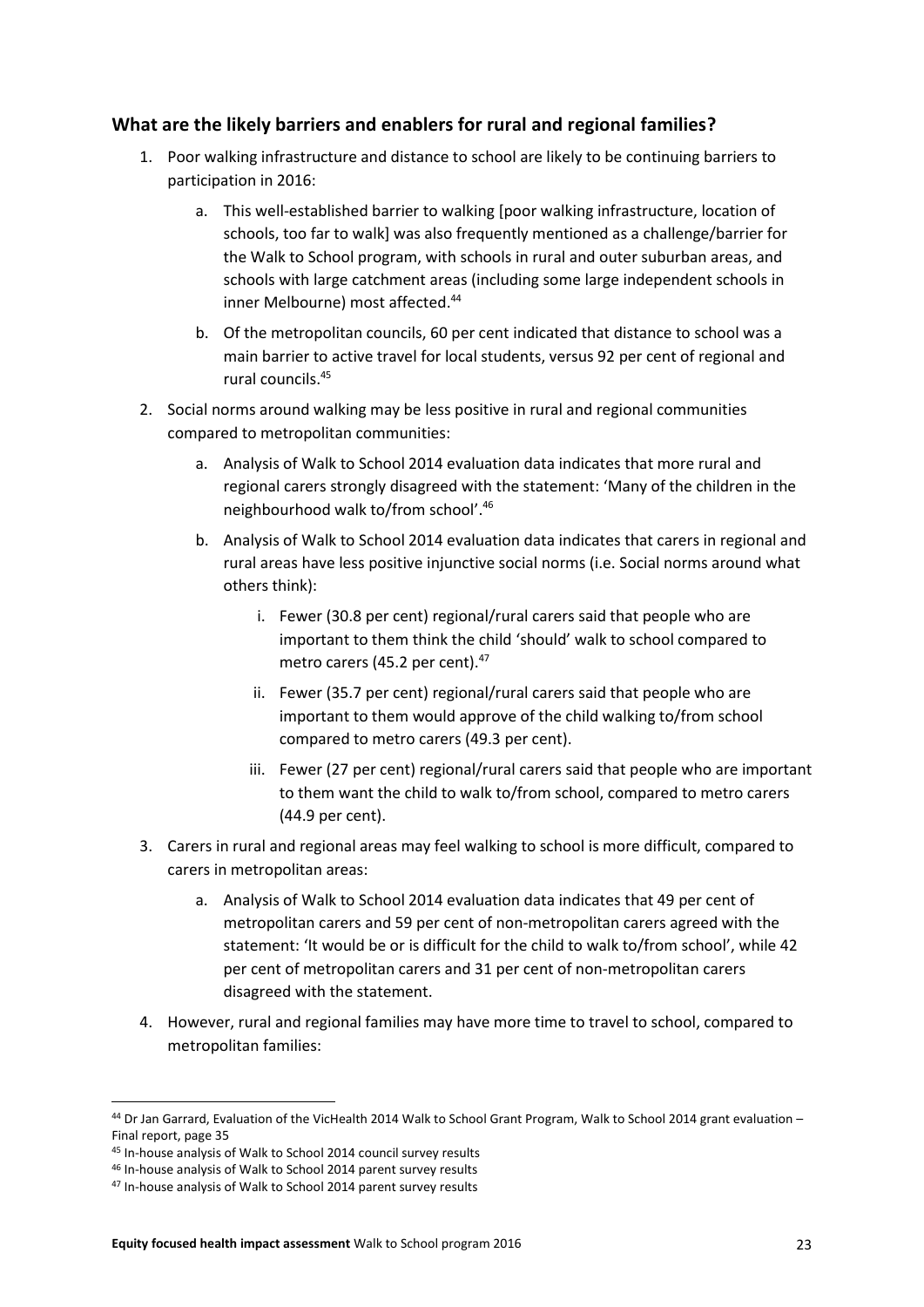## What are the likely barriers and enablers for rural and regional families?

1. Poor walking infrastructure and distance to school are likely to be continuing barriers to participation in 2016:
    a. This well-established barrier to walking [poor walking infrastructure, location of schools, too far to walk] was also frequently mentioned as a challenge/barrier for the Walk to School program, with schools in rural and outer suburban areas, and schools with large catchment areas (including some large independent schools in inner Melbourne) most affected.[44]
    b. Of the metropolitan councils, 60 per cent indicated that distance to school was a main barrier to active travel for local students, versus 92 per cent of regional and rural councils.[45]
2. Social norms around walking may be less positive in rural and regional communities compared to metropolitan communities:
    a. Analysis of Walk to School 2014 evaluation data indicates that more rural and regional carers strongly disagreed with the statement: 'Many of the children in the neighbourhood walk to/from school'.[46]
    b. Analysis of Walk to School 2014 evaluation data indicates that carers in regional and rural areas have less positive injunctive social norms (i.e. Social norms around what others think):
        i. Fewer (30.8 per cent) regional/rural carers said that people who are important to them think the child 'should' walk to school compared to metro carers (45.2 per cent).[47]
        ii. Fewer (35.7 per cent) regional/rural carers said that people who are important to them would approve of the child walking to/from school compared to metro carers (49.3 per cent).
        iii. Fewer (27 per cent) regional/rural carers said that people who are important to them want the child to walk to/from school, compared to metro carers (44.9 per cent).
3. Carers in rural and regional areas may feel walking to school is more difficult, compared to carers in metropolitan areas:
    a. Analysis of Walk to School 2014 evaluation data indicates that 49 per cent of metropolitan carers and 59 per cent of non-metropolitan carers agreed with the statement: 'It would be or is difficult for the child to walk to/from school', while 42 per cent of metropolitan carers and 31 per cent of non-metropolitan carers disagreed with the statement.
4. However, rural and regional families may have more time to travel to school, compared to metropolitan families:

---

[44] Dr Jan Garrard, Evaluation of the VicHealth 2014 Walk to School Grant Program, Walk to School 2014 grant evaluation – Final report, page 35

[45] In-house analysis of Walk to School 2014 council survey results

[46] In-house analysis of Walk to School 2014 parent survey results

[47] In-house analysis of Walk to School 2014 parent survey results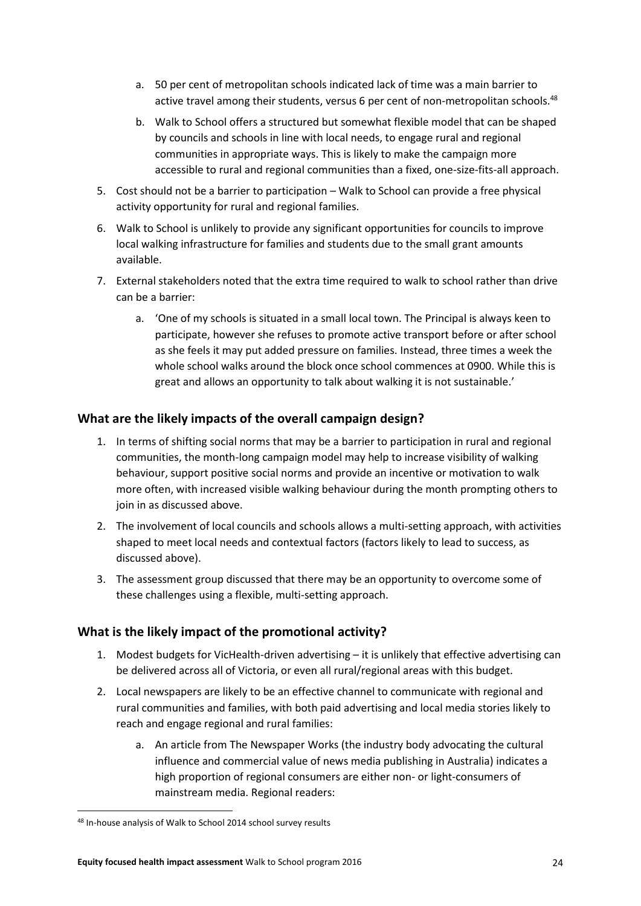a. 50 per cent of metropolitan schools indicated lack of time was a main barrier to active travel among their students, versus 6 per cent of non-metropolitan schools.[48]

   b. Walk to School offers a structured but somewhat flexible model that can be shaped by councils and schools in line with local needs, to engage rural and regional communities in appropriate ways. This is likely to make the campaign more accessible to rural and regional communities than a fixed, one-size-fits-all approach.

5. Cost should not be a barrier to participation – Walk to School can provide a free physical activity opportunity for rural and regional families.

6. Walk to School is unlikely to provide any significant opportunities for councils to improve local walking infrastructure for families and students due to the small grant amounts available.

7. External stakeholders noted that the extra time required to walk to school rather than drive can be a barrier:

   a. 'One of my schools is situated in a small local town. The Principal is always keen to participate, however she refuses to promote active transport before or after school as she feels it may put added pressure on families. Instead, three times a week the whole school walks around the block once school commences at 0900. While this is great and allows an opportunity to talk about walking it is not sustainable.'

### What are the likely impacts of the overall campaign design?

1. In terms of shifting social norms that may be a barrier to participation in rural and regional communities, the month-long campaign model may help to increase visibility of walking behaviour, support positive social norms and provide an incentive or motivation to walk more often, with increased visible walking behaviour during the month prompting others to join in as discussed above.

2. The involvement of local councils and schools allows a multi-setting approach, with activities shaped to meet local needs and contextual factors (factors likely to lead to success, as discussed above).

3. The assessment group discussed that there may be an opportunity to overcome some of these challenges using a flexible, multi-setting approach.

### What is the likely impact of the promotional activity?

1. Modest budgets for VicHealth-driven advertising – it is unlikely that effective advertising can be delivered across all of Victoria, or even all rural/regional areas with this budget.

2. Local newspapers are likely to be an effective channel to communicate with regional and rural communities and families, with both paid advertising and local media stories likely to reach and engage regional and rural families:

   a. An article from The Newspaper Works (the industry body advocating the cultural influence and commercial value of news media publishing in Australia) indicates a high proportion of regional consumers are either non- or light-consumers of mainstream media. Regional readers:

[48] In-house analysis of Walk to School 2014 school survey results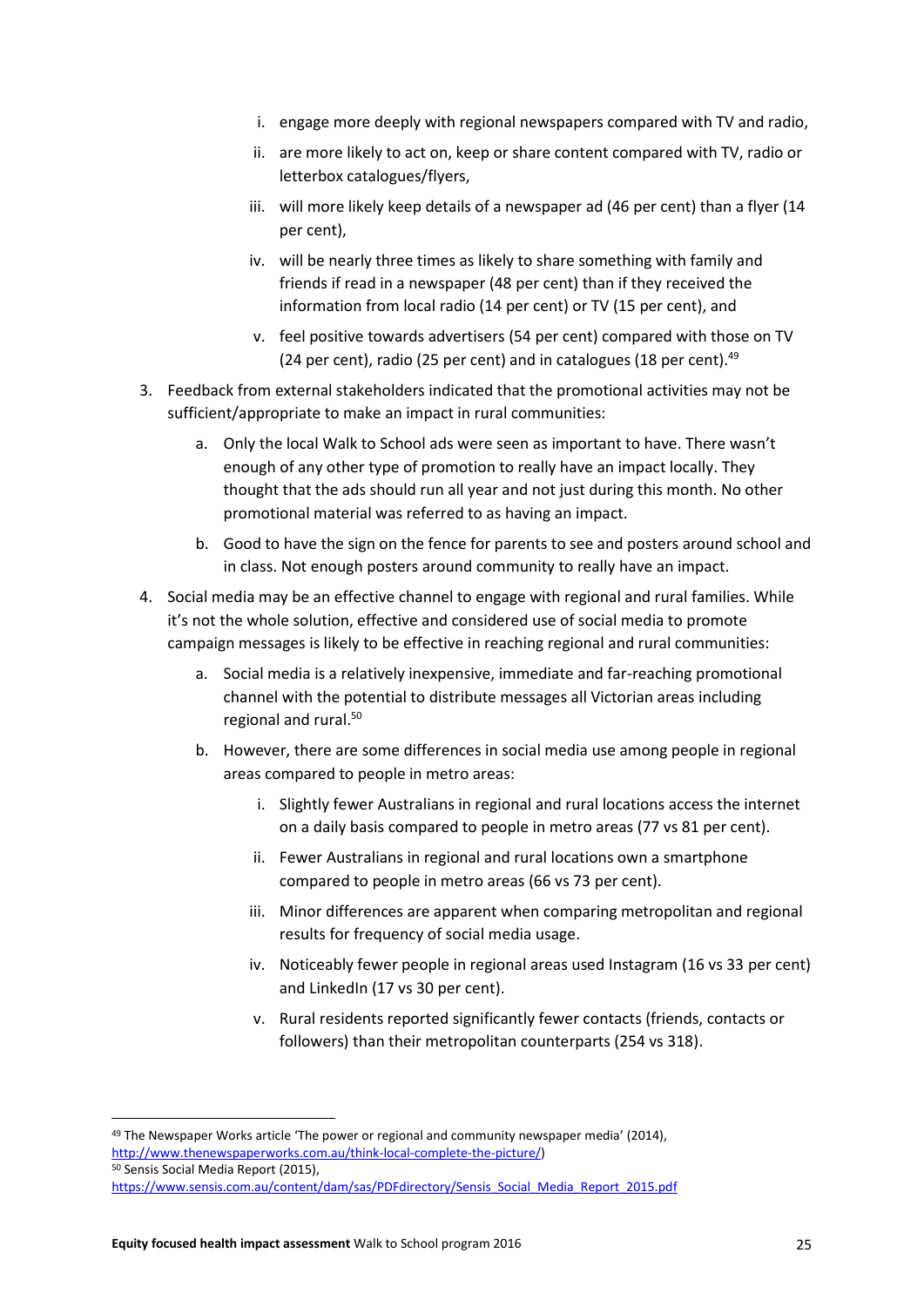i. engage more deeply with regional newspapers compared with TV and radio,
    ii. are more likely to act on, keep or share content compared with TV, radio or letterbox catalogues/flyers,
    iii. will more likely keep details of a newspaper ad (46 per cent) than a flyer (14 per cent),
    iv. will be nearly three times as likely to share something with family and friends if read in a newspaper (48 per cent) than if they received the information from local radio (14 per cent) or TV (15 per cent), and
    v. feel positive towards advertisers (54 per cent) compared with those on TV (24 per cent), radio (25 per cent) and in catalogues (18 per cent).[49]

3. Feedback from external stakeholders indicated that the promotional activities may not be sufficient/appropriate to make an impact in rural communities:
    a. Only the local Walk to School ads were seen as important to have. There wasn't enough of any other type of promotion to really have an impact locally. They thought that the ads should run all year and not just during this month. No other promotional material was referred to as having an impact.
    b. Good to have the sign on the fence for parents to see and posters around school and in class. Not enough posters around community to really have an impact.
4. Social media may be an effective channel to engage with regional and rural families. While it's not the whole solution, effective and considered use of social media to promote campaign messages is likely to be effective in reaching regional and rural communities:
    a. Social media is a relatively inexpensive, immediate and far-reaching promotional channel with the potential to distribute messages all Victorian areas including regional and rural.[50]
    b. However, there are some differences in social media use among people in regional areas compared to people in metro areas:
        i. Slightly fewer Australians in regional and rural locations access the internet on a daily basis compared to people in metro areas (77 vs 81 per cent).
        ii. Fewer Australians in regional and rural locations own a smartphone compared to people in metro areas (66 vs 73 per cent).
        iii. Minor differences are apparent when comparing metropolitan and regional results for frequency of social media usage.
        iv. Noticeably fewer people in regional areas used Instagram (16 vs 33 per cent) and LinkedIn (17 vs 30 per cent).
        v. Rural residents reported significantly fewer contacts (friends, contacts or followers) than their metropolitan counterparts (254 vs 318).

---

[49] The Newspaper Works article 'The power or regional and community newspaper media' (2014), http://www.thenewspaperworks.com.au/think-local-complete-the-picture/)

[50] Sensis Social Media Report (2015), https://www.sensis.com.au/content/dam/sas/PDFdirectory/Sensis_Social_Media_Report_2015.pdf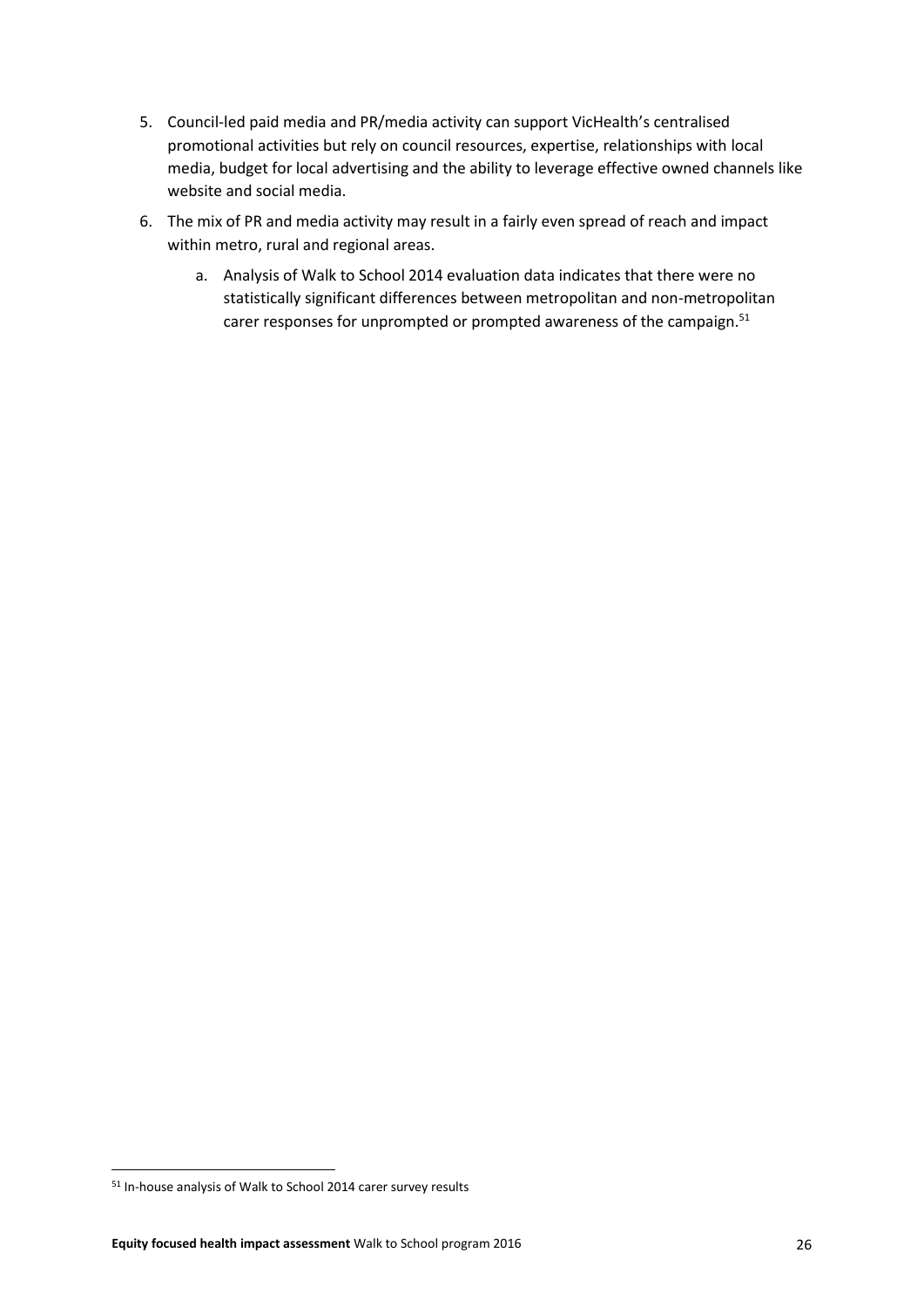5. Council-led paid media and PR/media activity can support VicHealth's centralised promotional activities but rely on council resources, expertise, relationships with local media, budget for local advertising and the ability to leverage effective owned channels like website and social media.
6. The mix of PR and media activity may result in a fairly even spread of reach and impact within metro, rural and regional areas.
   a. Analysis of Walk to School 2014 evaluation data indicates that there were no statistically significant differences between metropolitan and non-metropolitan carer responses for unprompted or prompted awareness of the campaign.[51]

[51] In-house analysis of Walk to School 2014 carer survey results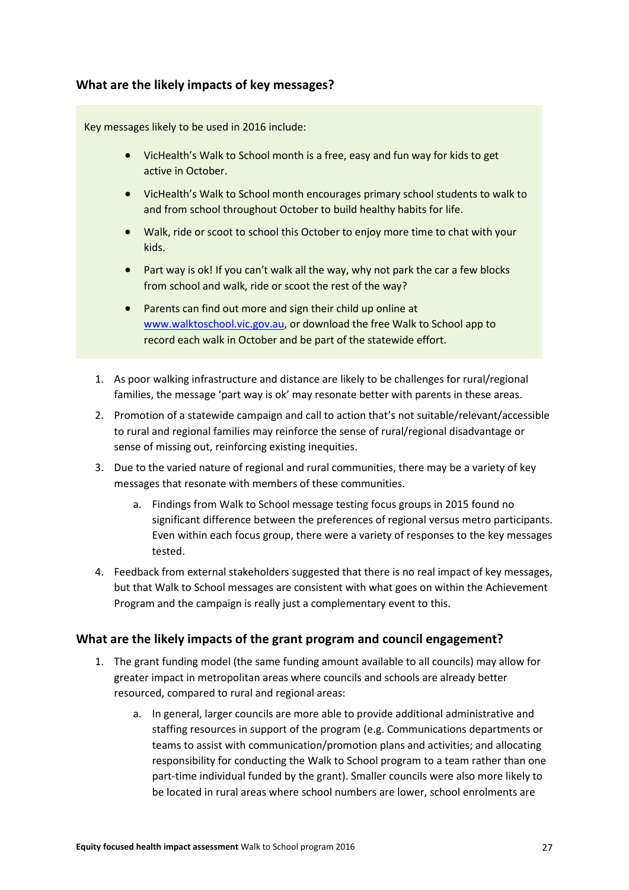## What are the likely impacts of key messages?

Key messages likely to be used in 2016 include:

- VicHealth's Walk to School month is a free, easy and fun way for kids to get active in October.
- VicHealth's Walk to School month encourages primary school students to walk to and from school throughout October to build healthy habits for life.
- Walk, ride or scoot to school this October to enjoy more time to chat with your kids.
- Part way is ok! If you can't walk all the way, why not park the car a few blocks from school and walk, ride or scoot the rest of the way?
- Parents can find out more and sign their child up online at www.walktoschool.vic.gov.au, or download the free Walk to School app to record each walk in October and be part of the statewide effort.

1. As poor walking infrastructure and distance are likely to be challenges for rural/regional families, the message 'part way is ok' may resonate better with parents in these areas.
2. Promotion of a statewide campaign and call to action that's not suitable/relevant/accessible to rural and regional families may reinforce the sense of rural/regional disadvantage or sense of missing out, reinforcing existing inequities.
3. Due to the varied nature of regional and rural communities, there may be a variety of key messages that resonate with members of these communities.
   a. Findings from Walk to School message testing focus groups in 2015 found no significant difference between the preferences of regional versus metro participants. Even within each focus group, there were a variety of responses to the key messages tested.
4. Feedback from external stakeholders suggested that there is no real impact of key messages, but that Walk to School messages are consistent with what goes on within the Achievement Program and the campaign is really just a complementary event to this.

## What are the likely impacts of the grant program and council engagement?

1. The grant funding model (the same funding amount available to all councils) may allow for greater impact in metropolitan areas where councils and schools are already better resourced, compared to rural and regional areas:
   a. In general, larger councils are more able to provide additional administrative and staffing resources in support of the program (e.g. Communications departments or teams to assist with communication/promotion plans and activities; and allocating responsibility for conducting the Walk to School program to a team rather than one part-time individual funded by the grant). Smaller councils were also more likely to be located in rural areas where school numbers are lower, school enrolments are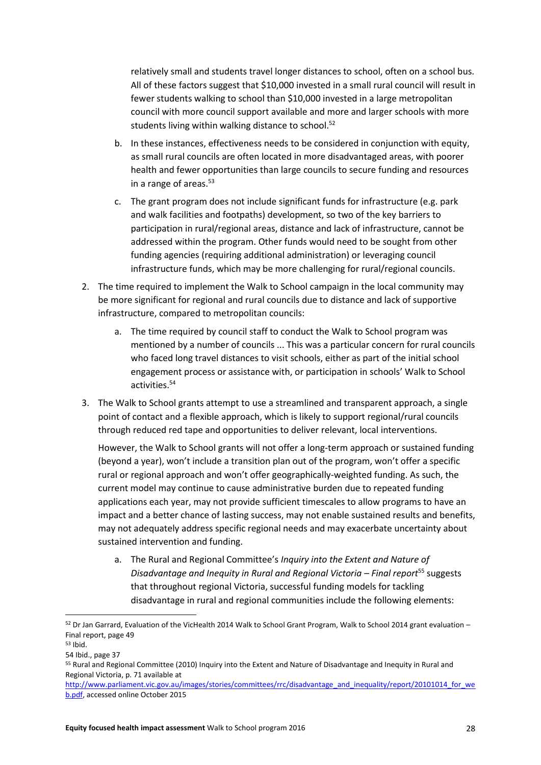relatively small and students travel longer distances to school, often on a school bus. All of these factors suggest that $10,000 invested in a small rural council will result in fewer students walking to school than $10,000 invested in a large metropolitan council with more council support available and more and larger schools with more students living within walking distance to school.[52]

   b. In these instances, effectiveness needs to be considered in conjunction with equity, as small rural councils are often located in more disadvantaged areas, with poorer health and fewer opportunities than large councils to secure funding and resources in a range of areas.[53]

   c. The grant program does not include significant funds for infrastructure (e.g. park and walk facilities and footpaths) development, so two of the key barriers to participation in rural/regional areas, distance and lack of infrastructure, cannot be addressed within the program. Other funds would need to be sought from other funding agencies (requiring additional administration) or leveraging council infrastructure funds, which may be more challenging for rural/regional councils.

2. The time required to implement the Walk to School campaign in the local community may be more significant for regional and rural councils due to distance and lack of supportive infrastructure, compared to metropolitan councils:

   a. The time required by council staff to conduct the Walk to School program was mentioned by a number of councils ... This was a particular concern for rural councils who faced long travel distances to visit schools, either as part of the initial school engagement process or assistance with, or participation in schools' Walk to School activities.[54]

3. The Walk to School grants attempt to use a streamlined and transparent approach, a single point of contact and a flexible approach, which is likely to support regional/rural councils through reduced red tape and opportunities to deliver relevant, local interventions.

   However, the Walk to School grants will not offer a long-term approach or sustained funding (beyond a year), won't include a transition plan out of the program, won't offer a specific rural or regional approach and won't offer geographically-weighted funding. As such, the current model may continue to cause administrative burden due to repeated funding applications each year, may not provide sufficient timescales to allow programs to have an impact and a better chance of lasting success, may not enable sustained results and benefits, may not adequately address specific regional needs and may exacerbate uncertainty about sustained intervention and funding.

   a. The Rural and Regional Committee's *Inquiry into the Extent and Nature of Disadvantage and Inequity in Rural and Regional Victoria – Final report*[55] suggests that throughout regional Victoria, successful funding models for tackling disadvantage in rural and regional communities include the following elements:

---

[52] Dr Jan Garrard, Evaluation of the VicHealth 2014 Walk to School Grant Program, Walk to School 2014 grant evaluation – Final report, page 49

[53] Ibid.

54 Ibid., page 37

[55] Rural and Regional Committee (2010) Inquiry into the Extent and Nature of Disadvantage and Inequity in Rural and Regional Victoria, p. 71 available at [http://www.parliament.vic.gov.au/images/stories/committees/rrc/disadvantage_and_inequality/report/20101014_for_web.pdf](http://www.parliament.vic.gov.au/images/stories/committees/rrc/disadvantage_and_inequality/report/20101014_for_web.pdf), accessed online October 2015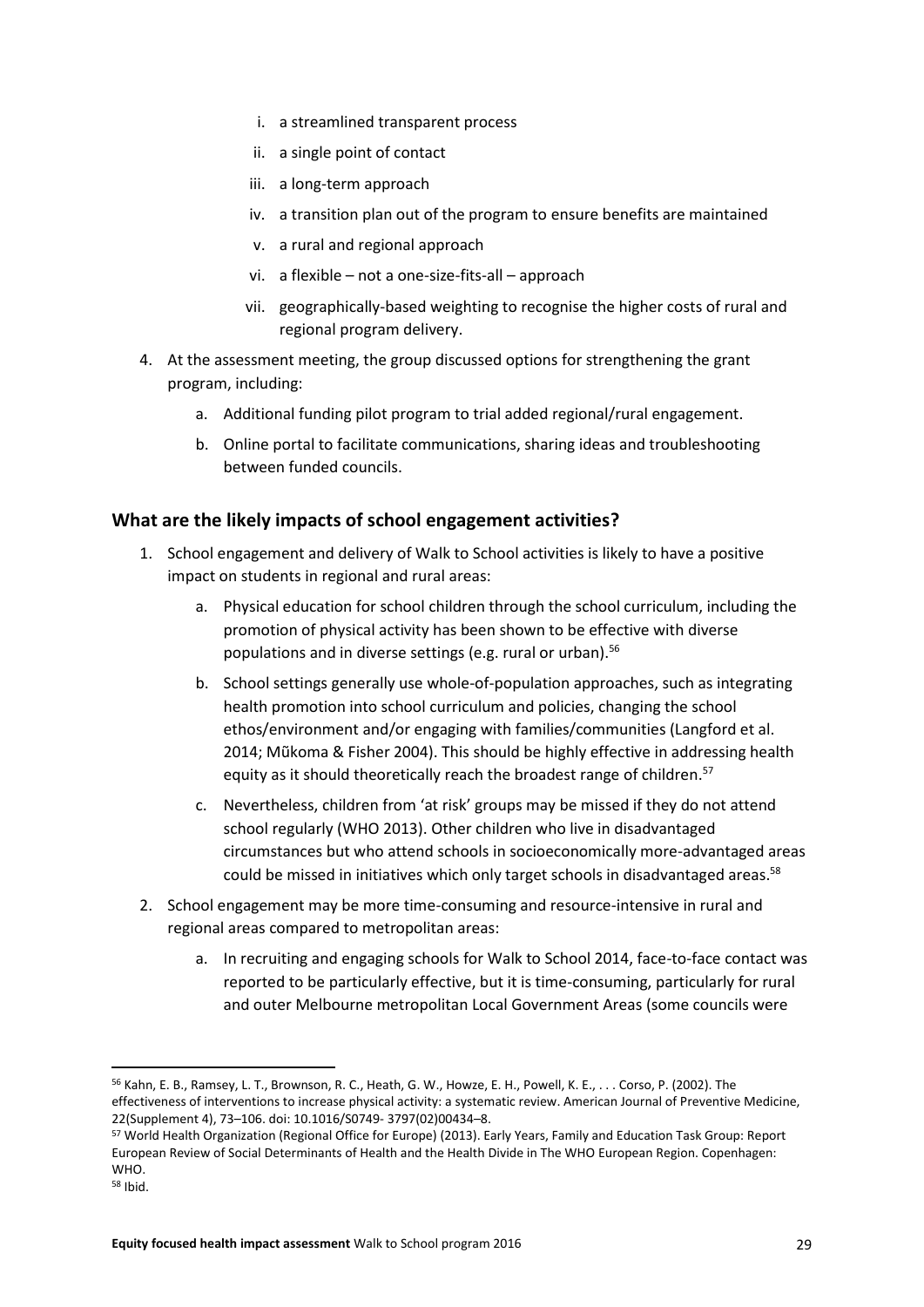i. a streamlined transparent process
ii. a single point of contact
iii. a long-term approach
iv. a transition plan out of the program to ensure benefits are maintained
v. a rural and regional approach
vi. a flexible – not a one-size-fits-all – approach
vii. geographically-based weighting to recognise the higher costs of rural and regional program delivery.

4. At the assessment meeting, the group discussed options for strengthening the grant program, including:
   a. Additional funding pilot program to trial added regional/rural engagement.
   b. Online portal to facilitate communications, sharing ideas and troubleshooting between funded councils.

## What are the likely impacts of school engagement activities?

1. School engagement and delivery of Walk to School activities is likely to have a positive impact on students in regional and rural areas:
   a. Physical education for school children through the school curriculum, including the promotion of physical activity has been shown to be effective with diverse populations and in diverse settings (e.g. rural or urban).[56]
   b. School settings generally use whole-of-population approaches, such as integrating health promotion into school curriculum and policies, changing the school ethos/environment and/or engaging with families/communities (Langford et al. 2014; Mũkoma & Fisher 2004). This should be highly effective in addressing health equity as it should theoretically reach the broadest range of children.[57]
   c. Nevertheless, children from 'at risk' groups may be missed if they do not attend school regularly (WHO 2013). Other children who live in disadvantaged circumstances but who attend schools in socioeconomically more-advantaged areas could be missed in initiatives which only target schools in disadvantaged areas.[58]
2. School engagement may be more time-consuming and resource-intensive in rural and regional areas compared to metropolitan areas:
   a. In recruiting and engaging schools for Walk to School 2014, face-to-face contact was reported to be particularly effective, but it is time-consuming, particularly for rural and outer Melbourne metropolitan Local Government Areas (some councils were

---

[56] Kahn, E. B., Ramsey, L. T., Brownson, R. C., Heath, G. W., Howze, E. H., Powell, K. E., . . . Corso, P. (2002). The effectiveness of interventions to increase physical activity: a systematic review. American Journal of Preventive Medicine, 22(Supplement 4), 73–106. doi: 10.1016/S0749- 3797(02)00434–8.

[57] World Health Organization (Regional Office for Europe) (2013). Early Years, Family and Education Task Group: Report European Review of Social Determinants of Health and the Health Divide in The WHO European Region. Copenhagen: WHO.

[58] Ibid.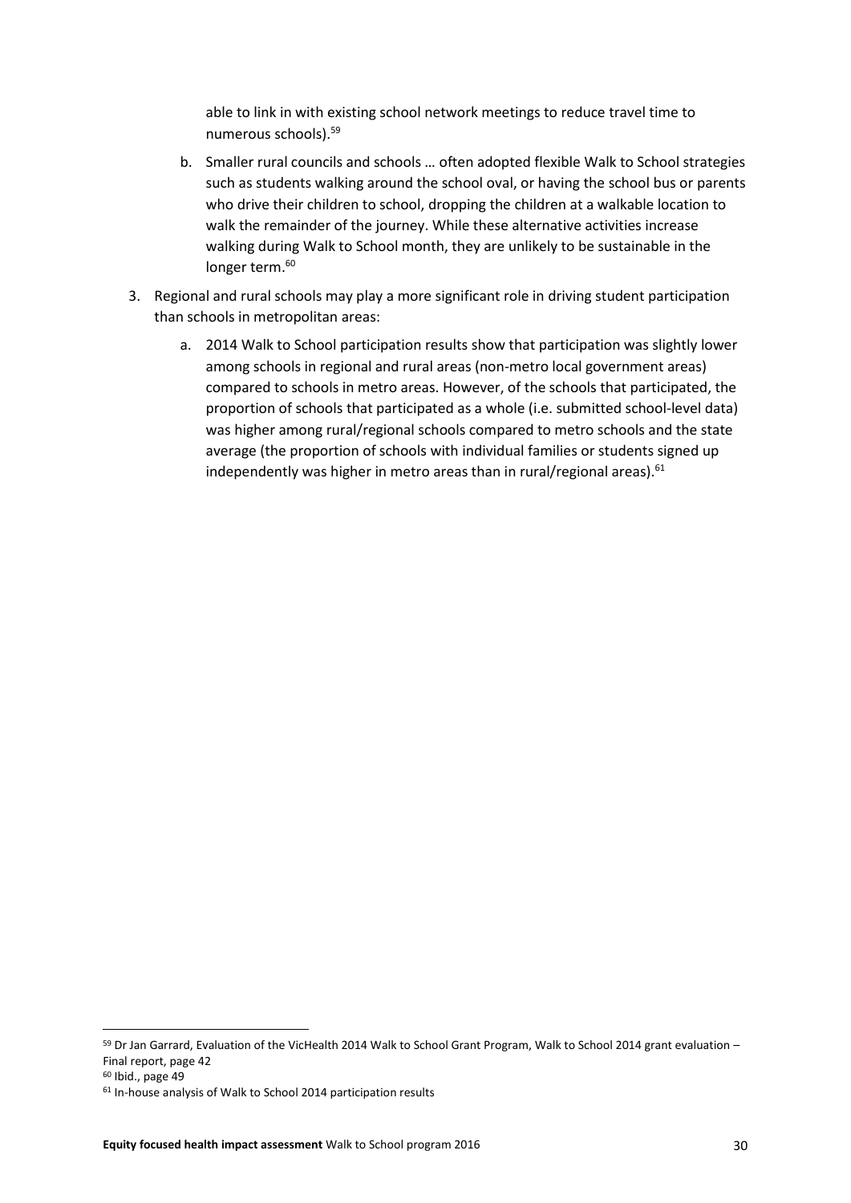able to link in with existing school network meetings to reduce travel time to numerous schools).[59]

b. Smaller rural councils and schools … often adopted flexible Walk to School strategies such as students walking around the school oval, or having the school bus or parents who drive their children to school, dropping the children at a walkable location to walk the remainder of the journey. While these alternative activities increase walking during Walk to School month, they are unlikely to be sustainable in the longer term.[60]

3. Regional and rural schools may play a more significant role in driving student participation than schools in metropolitan areas:

   a. 2014 Walk to School participation results show that participation was slightly lower among schools in regional and rural areas (non-metro local government areas) compared to schools in metro areas. However, of the schools that participated, the proportion of schools that participated as a whole (i.e. submitted school-level data) was higher among rural/regional schools compared to metro schools and the state average (the proportion of schools with individual families or students signed up independently was higher in metro areas than in rural/regional areas).[61]

---

[59] Dr Jan Garrard, Evaluation of the VicHealth 2014 Walk to School Grant Program, Walk to School 2014 grant evaluation – Final report, page 42

[60] Ibid., page 49

[61] In-house analysis of Walk to School 2014 participation results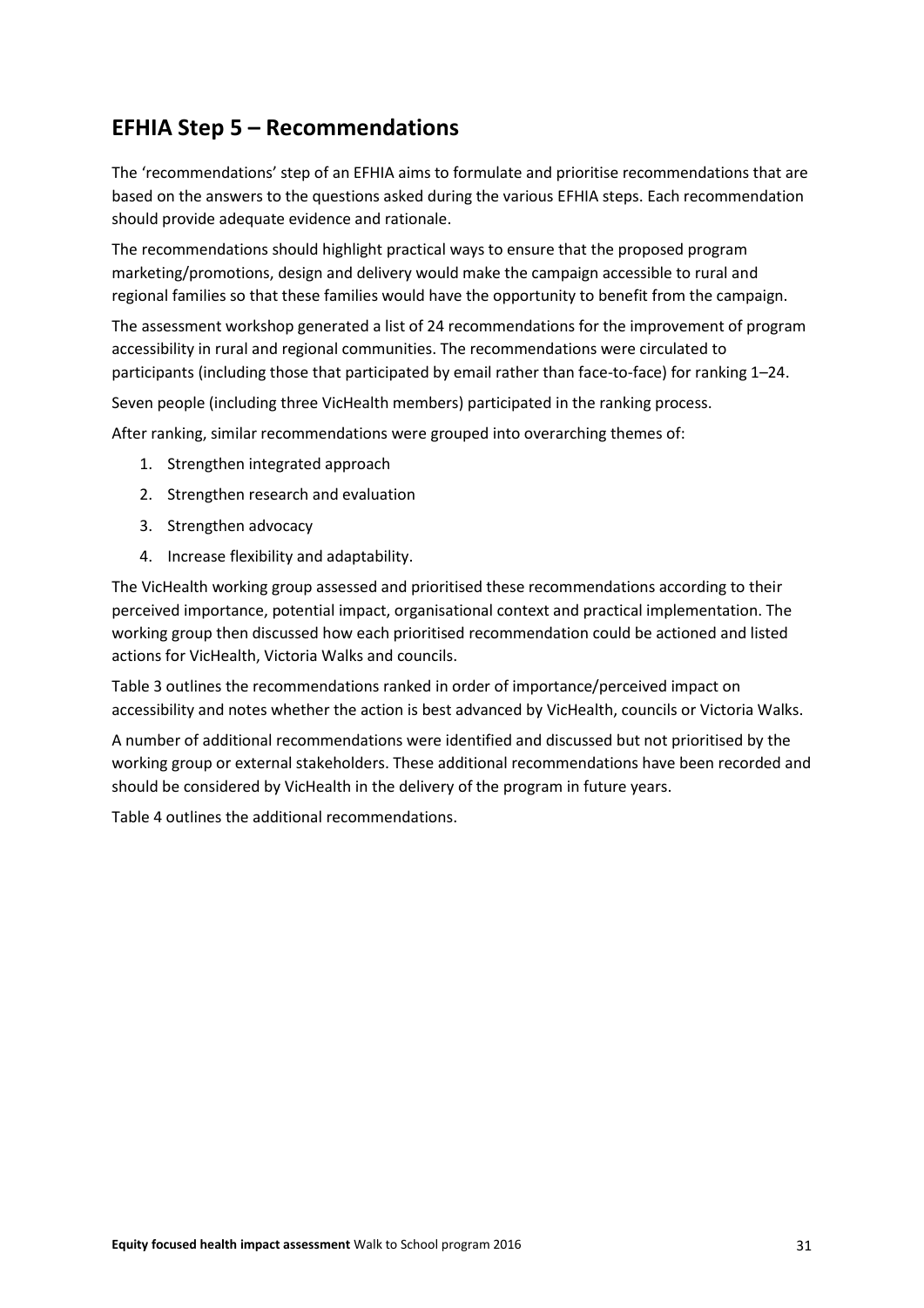## EFHIA Step 5 – Recommendations

The 'recommendations' step of an EFHIA aims to formulate and prioritise recommendations that are based on the answers to the questions asked during the various EFHIA steps. Each recommendation should provide adequate evidence and rationale.

The recommendations should highlight practical ways to ensure that the proposed program marketing/promotions, design and delivery would make the campaign accessible to rural and regional families so that these families would have the opportunity to benefit from the campaign.

The assessment workshop generated a list of 24 recommendations for the improvement of program accessibility in rural and regional communities. The recommendations were circulated to participants (including those that participated by email rather than face-to-face) for ranking 1–24.

Seven people (including three VicHealth members) participated in the ranking process.

After ranking, similar recommendations were grouped into overarching themes of:

1. Strengthen integrated approach
2. Strengthen research and evaluation
3. Strengthen advocacy
4. Increase flexibility and adaptability.

The VicHealth working group assessed and prioritised these recommendations according to their perceived importance, potential impact, organisational context and practical implementation. The working group then discussed how each prioritised recommendation could be actioned and listed actions for VicHealth, Victoria Walks and councils.

Table 3 outlines the recommendations ranked in order of importance/perceived impact on accessibility and notes whether the action is best advanced by VicHealth, councils or Victoria Walks.

A number of additional recommendations were identified and discussed but not prioritised by the working group or external stakeholders. These additional recommendations have been recorded and should be considered by VicHealth in the delivery of the program in future years.

Table 4 outlines the additional recommendations.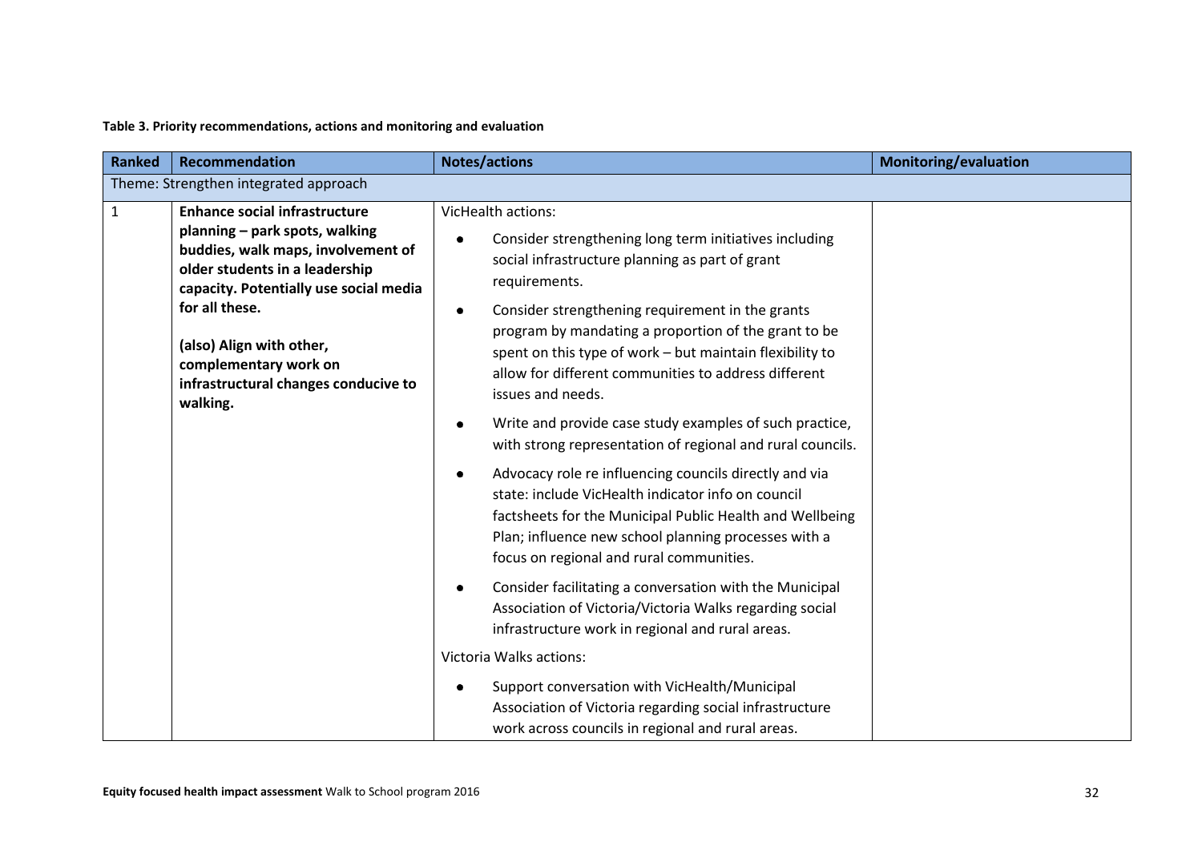**Table 3. Priority recommendations, actions and monitoring and evaluation**

| Ranked | Recommendation | Notes/actions | Monitoring/evaluation |
|---|---|---|---|
| Theme: Strengthen integrated approach | | | |
| 1 | **Enhance social infrastructure planning – park spots, walking buddies, walk maps, involvement of older students in a leadership capacity. Potentially use social media for all these.**<br><br>**(also) Align with other, complementary work on infrastructural changes conducive to walking.** | VicHealth actions:<br>• Consider strengthening long term initiatives including social infrastructure planning as part of grant requirements.<br>• Consider strengthening requirement in the grants program by mandating a proportion of the grant to be spent on this type of work – but maintain flexibility to allow for different communities to address different issues and needs.<br>• Write and provide case study examples of such practice, with strong representation of regional and rural councils.<br>• Advocacy role re influencing councils directly and via state: include VicHealth indicator info on council factsheets for the Municipal Public Health and Wellbeing Plan; influence new school planning processes with a focus on regional and rural communities.<br>• Consider facilitating a conversation with the Municipal Association of Victoria/Victoria Walks regarding social infrastructure work in regional and rural areas.<br>Victoria Walks actions:<br>• Support conversation with VicHealth/Municipal Association of Victoria regarding social infrastructure work across councils in regional and rural areas. | |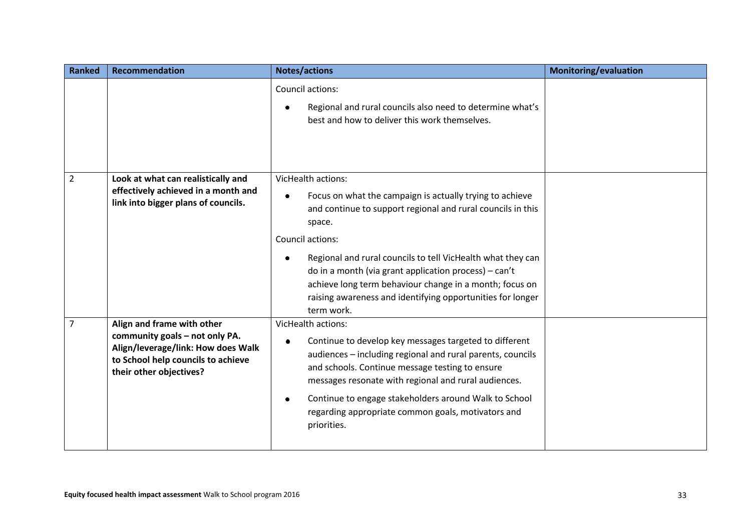| Ranked | Recommendation | Notes/actions | Monitoring/evaluation |
|---|---|---|---|
| | | Council actions:<br>• Regional and rural councils also need to determine what's best and how to deliver this work themselves. | |
| 2 | **Look at what can realistically and effectively achieved in a month and link into bigger plans of councils.** | VicHealth actions:<br>• Focus on what the campaign is actually trying to achieve and continue to support regional and rural councils in this space.<br>Council actions:<br>• Regional and rural councils to tell VicHealth what they can do in a month (via grant application process) – can't achieve long term behaviour change in a month; focus on raising awareness and identifying opportunities for longer term work. | |
| 7 | **Align and frame with other community goals – not only PA. Align/leverage/link: How does Walk to School help councils to achieve their other objectives?** | VicHealth actions:<br>• Continue to develop key messages targeted to different audiences – including regional and rural parents, councils and schools. Continue message testing to ensure messages resonate with regional and rural audiences.<br>• Continue to engage stakeholders around Walk to School regarding appropriate common goals, motivators and priorities. | |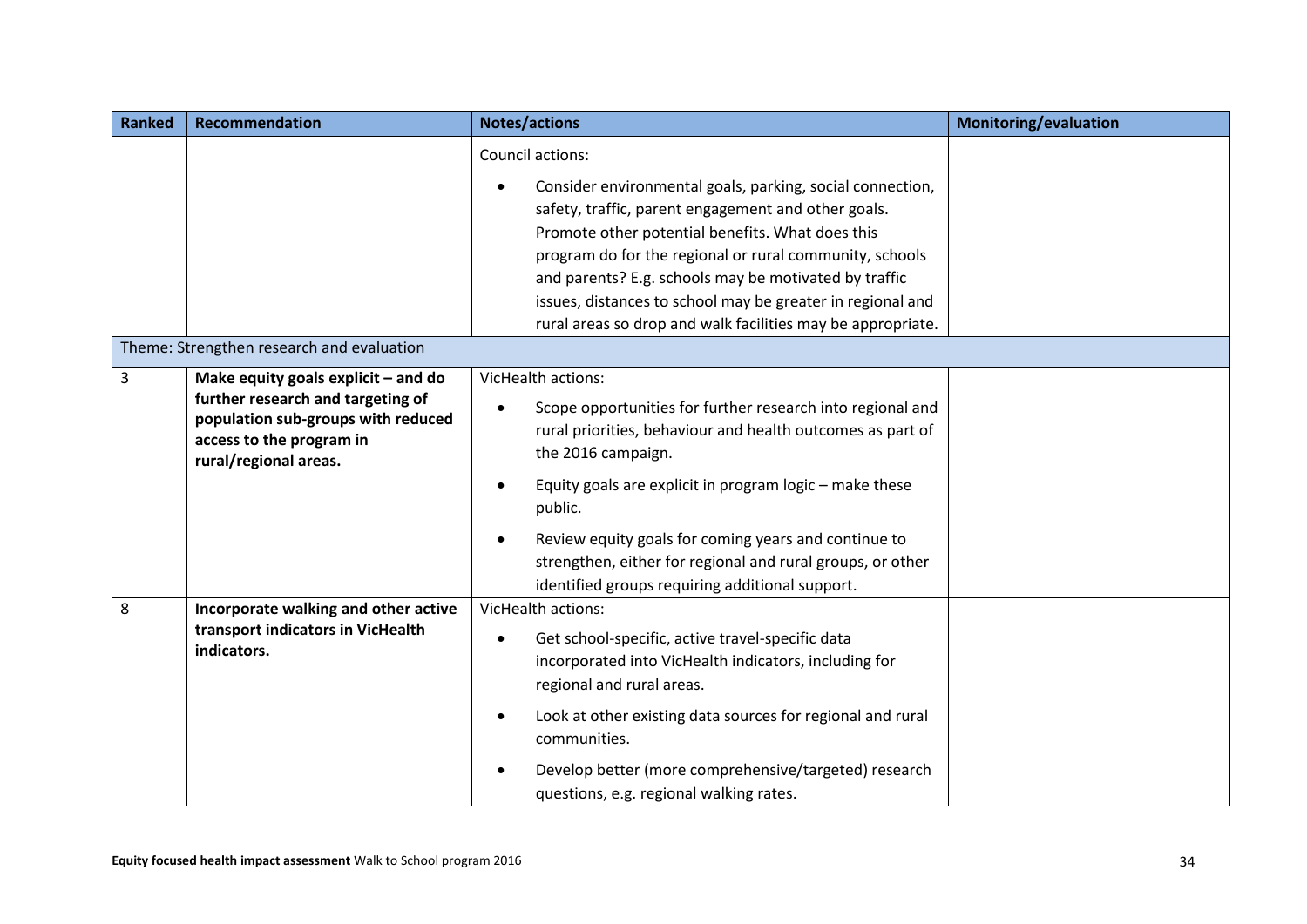| Ranked | Recommendation | Notes/actions | Monitoring/evaluation |
| --- | --- | --- | --- |
| | | Council actions:<br>• Consider environmental goals, parking, social connection, safety, traffic, parent engagement and other goals. Promote other potential benefits. What does this program do for the regional or rural community, schools and parents? E.g. schools may be motivated by traffic issues, distances to school may be greater in regional and rural areas so drop and walk facilities may be appropriate. | |
| Theme: Strengthen research and evaluation | | | |
| 3 | **Make equity goals explicit – and do further research and targeting of population sub-groups with reduced access to the program in rural/regional areas.** | VicHealth actions:<br>• Scope opportunities for further research into regional and rural priorities, behaviour and health outcomes as part of the 2016 campaign.<br>• Equity goals are explicit in program logic – make these public.<br>• Review equity goals for coming years and continue to strengthen, either for regional and rural groups, or other identified groups requiring additional support. | |
| 8 | **Incorporate walking and other active transport indicators in VicHealth indicators.** | VicHealth actions:<br>• Get school-specific, active travel-specific data incorporated into VicHealth indicators, including for regional and rural areas.<br>• Look at other existing data sources for regional and rural communities.<br>• Develop better (more comprehensive/targeted) research questions, e.g. regional walking rates. | |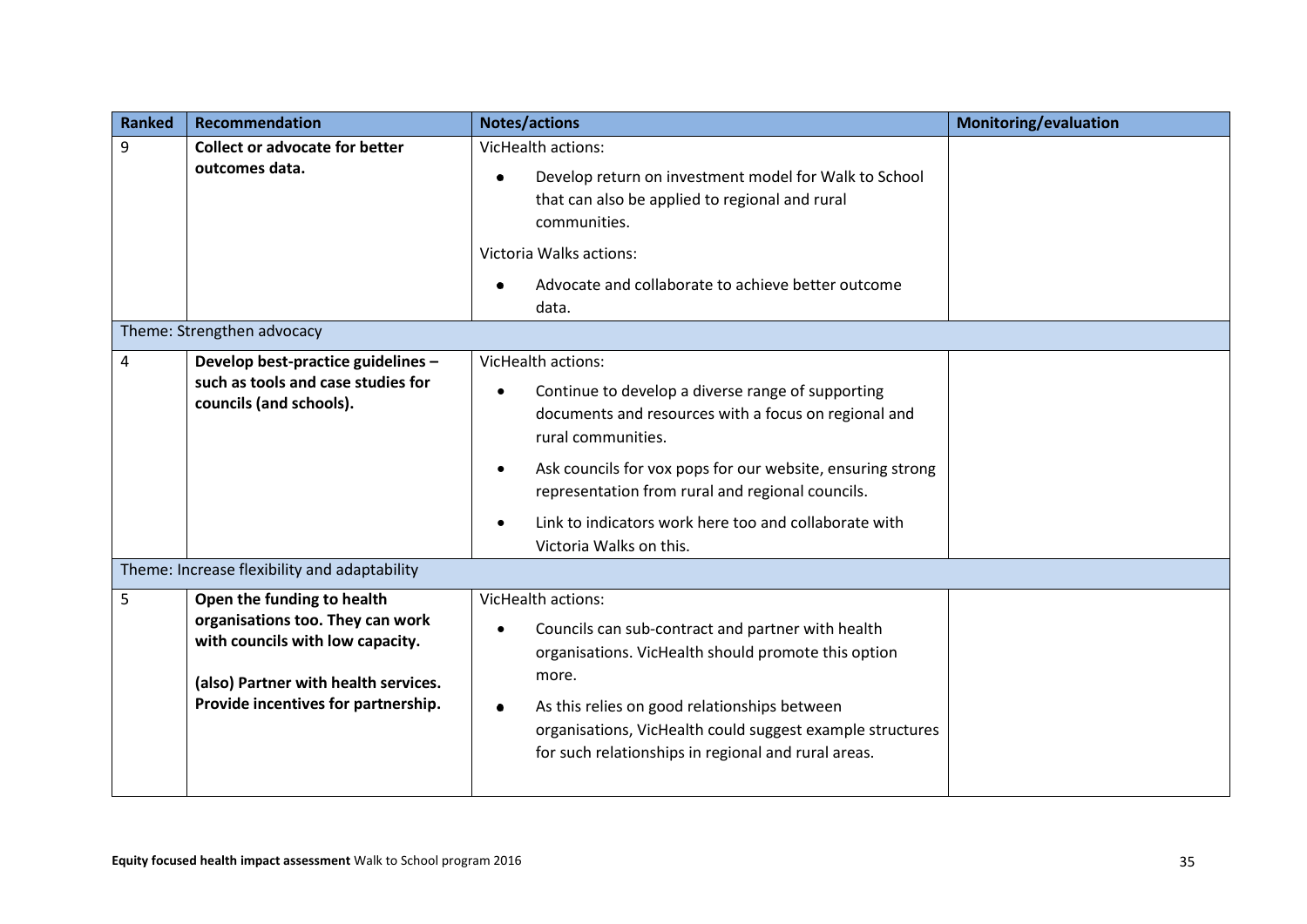| Ranked | Recommendation | Notes/actions | Monitoring/evaluation |
|---|---|---|---|
| 9 | **Collect or advocate for better outcomes data.** | VicHealth actions:<br>• Develop return on investment model for Walk to School that can also be applied to regional and rural communities.<br>Victoria Walks actions:<br>• Advocate and collaborate to achieve better outcome data. | |
| Theme: Strengthen advocacy | | | |
| 4 | **Develop best-practice guidelines – such as tools and case studies for councils (and schools).** | VicHealth actions:<br>• Continue to develop a diverse range of supporting documents and resources with a focus on regional and rural communities.<br>• Ask councils for vox pops for our website, ensuring strong representation from rural and regional councils.<br>• Link to indicators work here too and collaborate with Victoria Walks on this. | |
| Theme: Increase flexibility and adaptability | | | |
| 5 | **Open the funding to health organisations too. They can work with councils with low capacity.**<br><br>**(also) Partner with health services. Provide incentives for partnership.** | VicHealth actions:<br>• Councils can sub-contract and partner with health organisations. VicHealth should promote this option more.<br>• As this relies on good relationships between organisations, VicHealth could suggest example structures for such relationships in regional and rural areas. | |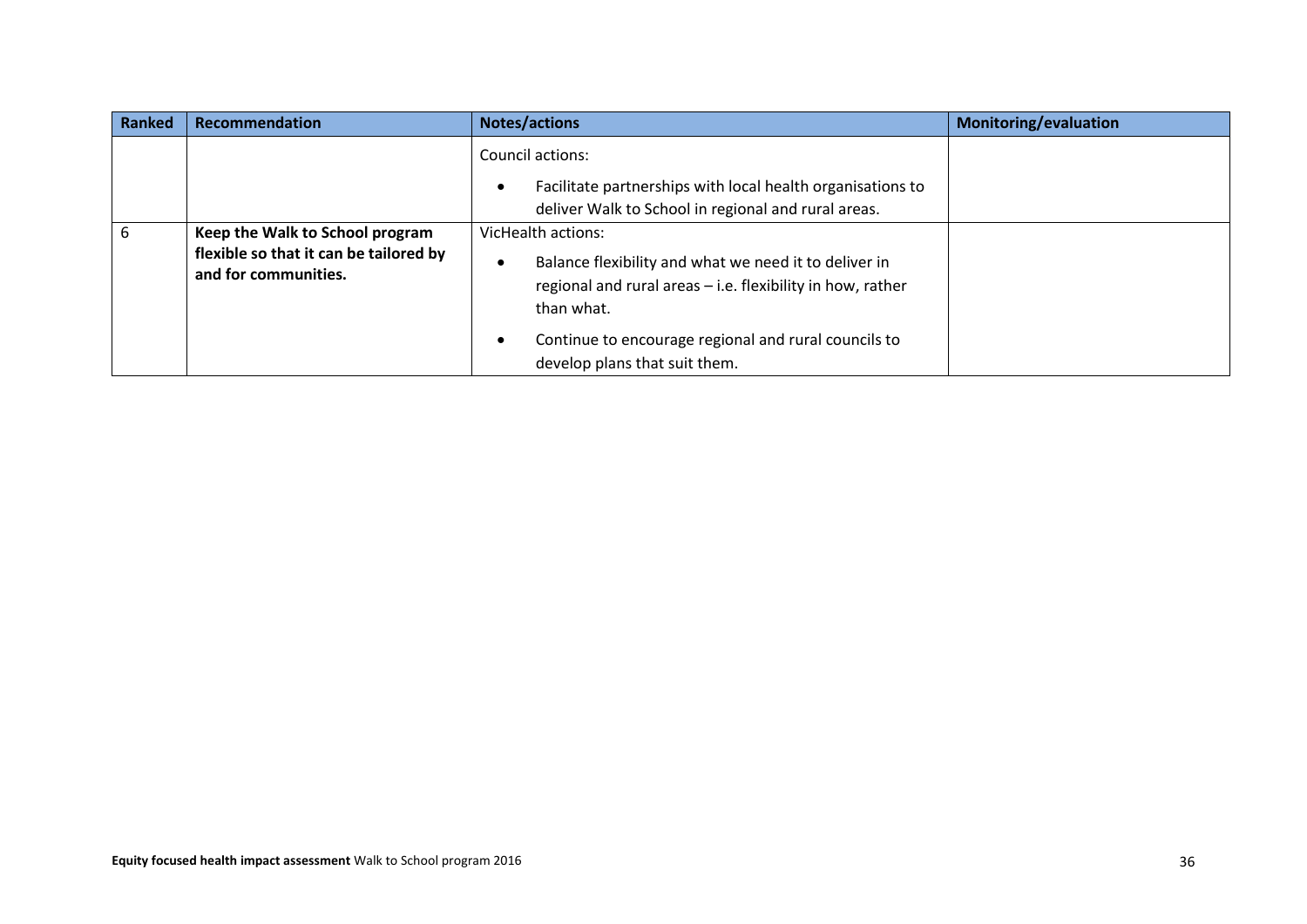| Ranked | Recommendation | Notes/actions | Monitoring/evaluation |
|---|---|---|---|
| | | Council actions:<br>• Facilitate partnerships with local health organisations to deliver Walk to School in regional and rural areas. | |
| 6 | **Keep the Walk to School program flexible so that it can be tailored by and for communities.** | VicHealth actions:<br>• Balance flexibility and what we need it to deliver in regional and rural areas – i.e. flexibility in how, rather than what.<br>• Continue to encourage regional and rural councils to develop plans that suit them. | |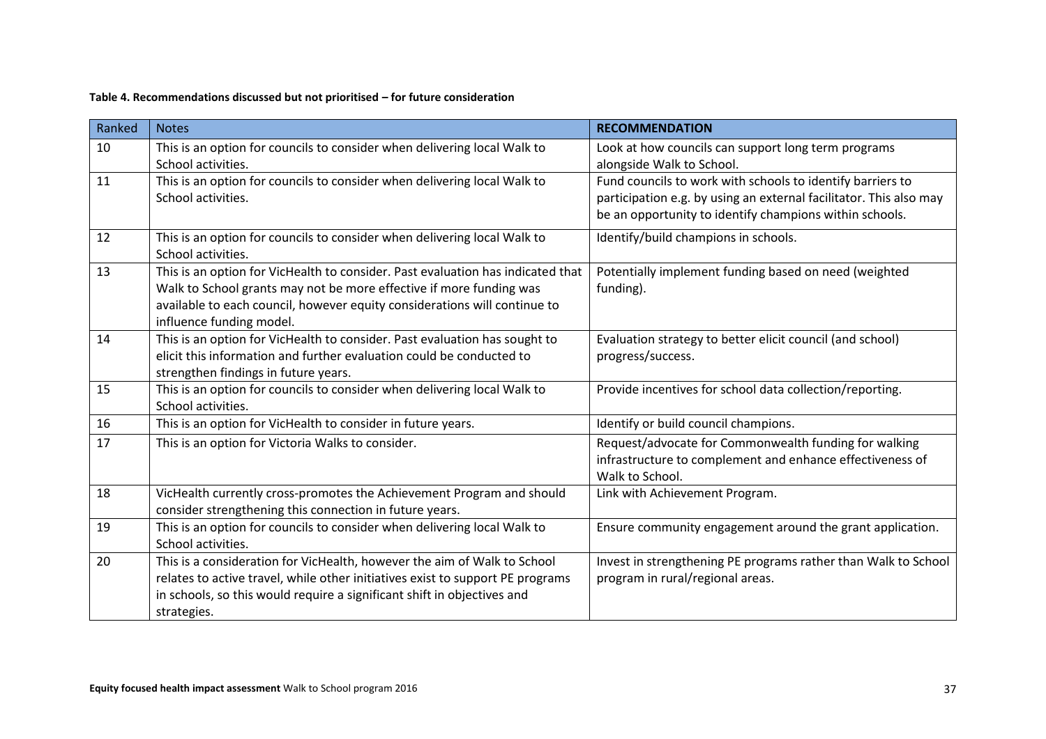**Table 4. Recommendations discussed but not prioritised – for future consideration**

| Ranked | Notes | **RECOMMENDATION** |
|---|---|---|
| 10 | This is an option for councils to consider when delivering local Walk to School activities. | Look at how councils can support long term programs alongside Walk to School. |
| 11 | This is an option for councils to consider when delivering local Walk to School activities. | Fund councils to work with schools to identify barriers to participation e.g. by using an external facilitator. This also may be an opportunity to identify champions within schools. |
| 12 | This is an option for councils to consider when delivering local Walk to School activities. | Identify/build champions in schools. |
| 13 | This is an option for VicHealth to consider. Past evaluation has indicated that Walk to School grants may not be more effective if more funding was available to each council, however equity considerations will continue to influence funding model. | Potentially implement funding based on need (weighted funding). |
| 14 | This is an option for VicHealth to consider. Past evaluation has sought to elicit this information and further evaluation could be conducted to strengthen findings in future years. | Evaluation strategy to better elicit council (and school) progress/success. |
| 15 | This is an option for councils to consider when delivering local Walk to School activities. | Provide incentives for school data collection/reporting. |
| 16 | This is an option for VicHealth to consider in future years. | Identify or build council champions. |
| 17 | This is an option for Victoria Walks to consider. | Request/advocate for Commonwealth funding for walking infrastructure to complement and enhance effectiveness of Walk to School. |
| 18 | VicHealth currently cross-promotes the Achievement Program and should consider strengthening this connection in future years. | Link with Achievement Program. |
| 19 | This is an option for councils to consider when delivering local Walk to School activities. | Ensure community engagement around the grant application. |
| 20 | This is a consideration for VicHealth, however the aim of Walk to School relates to active travel, while other initiatives exist to support PE programs in schools, so this would require a significant shift in objectives and strategies. | Invest in strengthening PE programs rather than Walk to School program in rural/regional areas. |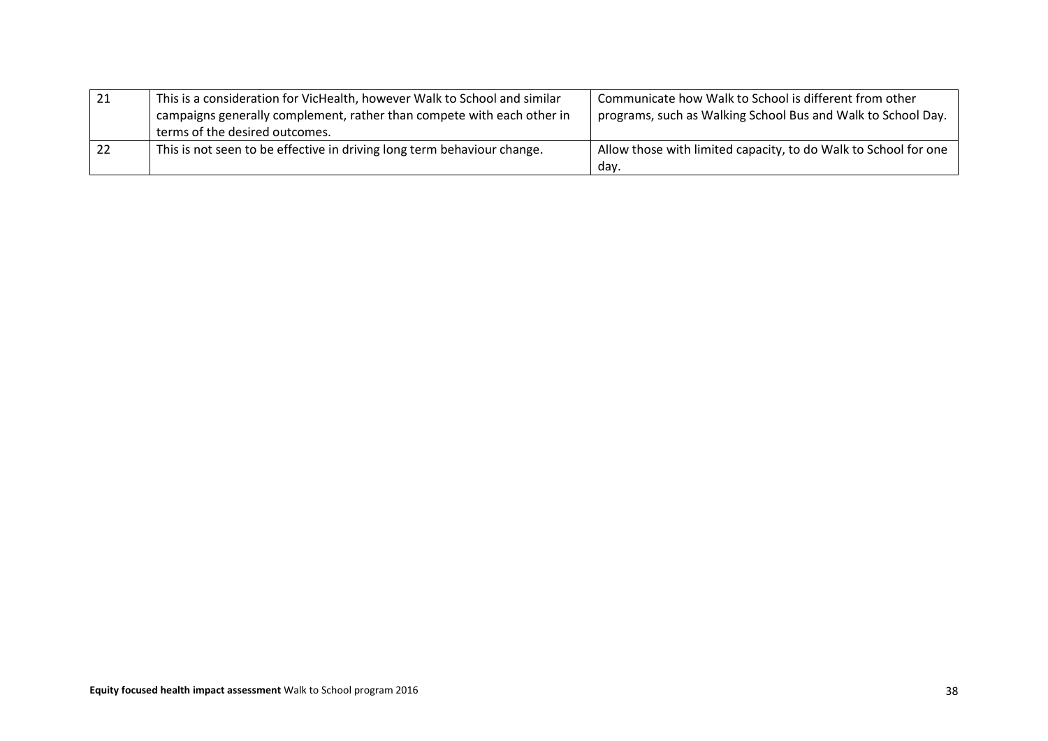| | | |
|---|---|---|
| 21 | This is a consideration for VicHealth, however Walk to School and similar campaigns generally complement, rather than compete with each other in terms of the desired outcomes. | Communicate how Walk to School is different from other programs, such as Walking School Bus and Walk to School Day. |
| 22 | This is not seen to be effective in driving long term behaviour change. | Allow those with limited capacity, to do Walk to School for one day. |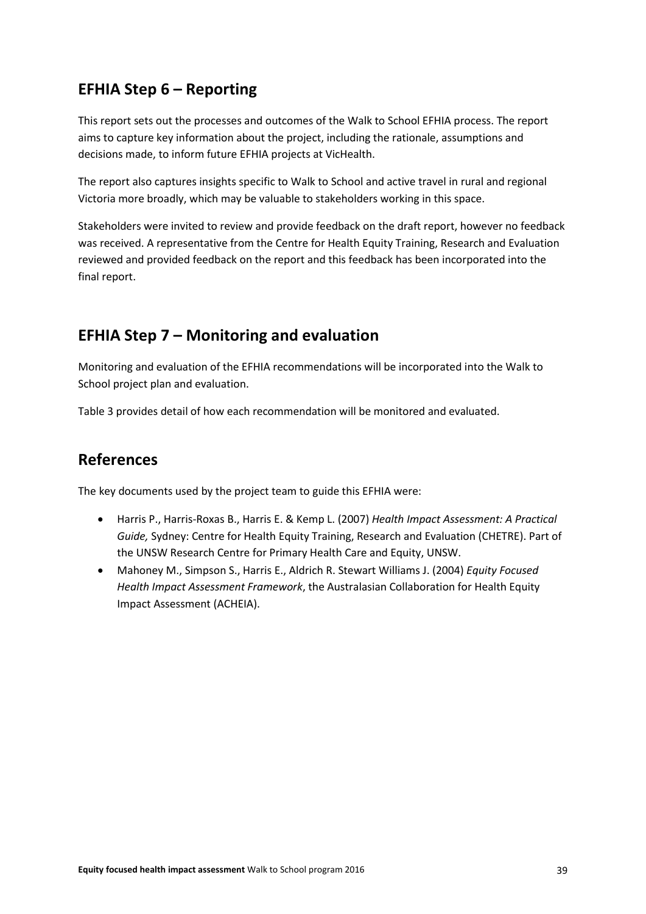## EFHIA Step 6 – Reporting

This report sets out the processes and outcomes of the Walk to School EFHIA process. The report aims to capture key information about the project, including the rationale, assumptions and decisions made, to inform future EFHIA projects at VicHealth.

The report also captures insights specific to Walk to School and active travel in rural and regional Victoria more broadly, which may be valuable to stakeholders working in this space.

Stakeholders were invited to review and provide feedback on the draft report, however no feedback was received. A representative from the Centre for Health Equity Training, Research and Evaluation reviewed and provided feedback on the report and this feedback has been incorporated into the final report.

## EFHIA Step 7 – Monitoring and evaluation

Monitoring and evaluation of the EFHIA recommendations will be incorporated into the Walk to School project plan and evaluation.

Table 3 provides detail of how each recommendation will be monitored and evaluated.

## References

The key documents used by the project team to guide this EFHIA were:

- Harris P., Harris-Roxas B., Harris E. & Kemp L. (2007) *Health Impact Assessment: A Practical Guide,* Sydney: Centre for Health Equity Training, Research and Evaluation (CHETRE). Part of the UNSW Research Centre for Primary Health Care and Equity, UNSW.
- Mahoney M., Simpson S., Harris E., Aldrich R. Stewart Williams J. (2004) *Equity Focused Health Impact Assessment Framework*, the Australasian Collaboration for Health Equity Impact Assessment (ACHEIA).